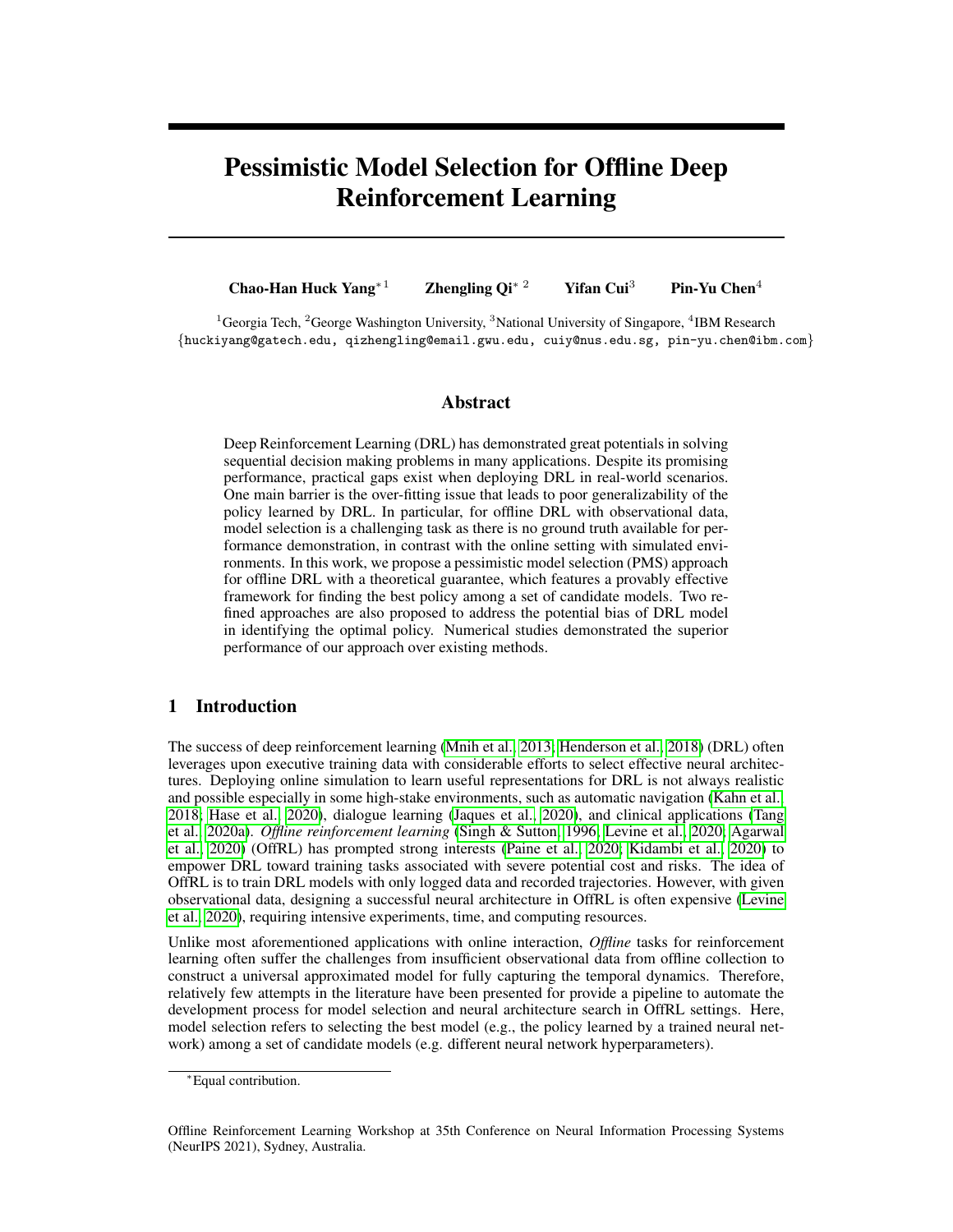# Pessimistic Model Selection for Offline Deep Reinforcement Learning

**Chao-Han Huck Yang**[*1] **Zhengling Qi**[*2] **Yifan Cui**[3] **Pin-Yu Chen**[4]

[1]Georgia Tech, [2]George Washington University, [3]National University of Singapore, [4]IBM Research
{huckiyang@gatech.edu, qizhengling@email.gwu.edu, cuiy@nus.edu.sg, pin-yu.chen@ibm.com}

## Abstract

Deep Reinforcement Learning (DRL) has demonstrated great potentials in solving sequential decision making problems in many applications. Despite its promising performance, practical gaps exist when deploying DRL in real-world scenarios. One main barrier is the over-fitting issue that leads to poor generalizability of the policy learned by DRL. In particular, for offline DRL with observational data, model selection is a challenging task as there is no ground truth available for performance demonstration, in contrast with the online setting with simulated environments. In this work, we propose a pessimistic model selection (PMS) approach for offline DRL with a theoretical guarantee, which features a provably effective framework for finding the best policy among a set of candidate models. Two refined approaches are also proposed to address the potential bias of DRL model in identifying the optimal policy. Numerical studies demonstrated the superior performance of our approach over existing methods.

## 1 Introduction

The success of deep reinforcement learning (Mnih et al., 2013; Henderson et al., 2018) (DRL) often leverages upon executive training data with considerable efforts to select effective neural architectures. Deploying online simulation to learn useful representations for DRL is not always realistic and possible especially in some high-stake environments, such as automatic navigation (Kahn et al., 2018; Hase et al., 2020), dialogue learning (Jaques et al., 2020), and clinical applications (Tang et al., 2020a). *Offline reinforcement learning* (Singh & Sutton, 1996; Levine et al., 2020; Agarwal et al., 2020) (OffRL) has prompted strong interests (Paine et al., 2020; Kidambi et al., 2020) to empower DRL toward training tasks associated with severe potential cost and risks. The idea of OffRL is to train DRL models with only logged data and recorded trajectories. However, with given observational data, designing a successful neural architecture in OffRL is often expensive (Levine et al., 2020), requiring intensive experiments, time, and computing resources.

Unlike most aforementioned applications with online interaction, *Offline* tasks for reinforcement learning often suffer the challenges from insufficient observational data from offline collection to construct a universal approximated model for fully capturing the temporal dynamics. Therefore, relatively few attempts in the literature have been presented for provide a pipeline to automate the development process for model selection and neural architecture search in OffRL settings. Here, model selection refers to selecting the best model (e.g., the policy learned by a trained neural network) among a set of candidate models (e.g. different neural network hyperparameters).

*Equal contribution.

Offline Reinforcement Learning Workshop at 35th Conference on Neural Information Processing Systems (NeurIPS 2021), Sydney, Australia.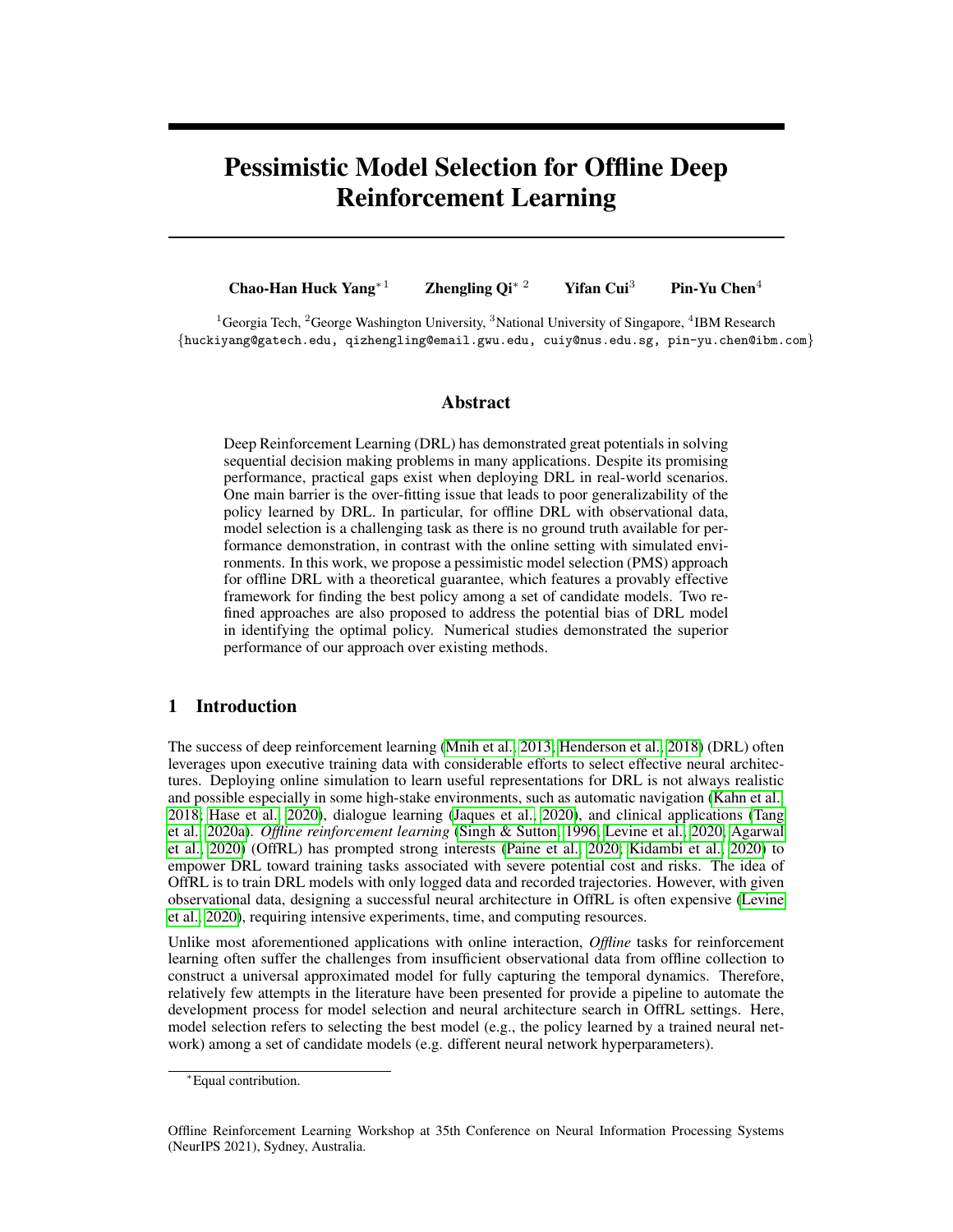# Pessimistic Model Selection for Offline Deep Reinforcement Learning

**Chao-Han Huck Yang**[*1] **Zhengling Qi**[* 2] **Yifan Cui**[3] **Pin-Yu Chen**[4]

[1]Georgia Tech, [2]George Washington University, [3]National University of Singapore, [4]IBM Research
{huckiyang@gatech.edu, qizhengling@email.gwu.edu, cuiy@nus.edu.sg, pin-yu.chen@ibm.com}

## Abstract

Deep Reinforcement Learning (DRL) has demonstrated great potentials in solving sequential decision making problems in many applications. Despite its promising performance, practical gaps exist when deploying DRL in real-world scenarios. One main barrier is the over-fitting issue that leads to poor generalizability of the policy learned by DRL. In particular, for offline DRL with observational data, model selection is a challenging task as there is no ground truth available for performance demonstration, in contrast with the online setting with simulated environments. In this work, we propose a pessimistic model selection (PMS) approach for offline DRL with a theoretical guarantee, which features a provably effective framework for finding the best policy among a set of candidate models. Two refined approaches are also proposed to address the potential bias of DRL model in identifying the optimal policy. Numerical studies demonstrated the superior performance of our approach over existing methods.

## 1 Introduction

The success of deep reinforcement learning (Mnih et al., 2013; Henderson et al., 2018) (DRL) often leverages upon executive training data with considerable efforts to select effective neural architectures. Deploying online simulation to learn useful representations for DRL is not always realistic and possible especially in some high-stake environments, such as automatic navigation (Kahn et al., 2018; Hase et al., 2020), dialogue learning (Jaques et al., 2020), and clinical applications (Tang et al., 2020a). *Offline reinforcement learning* (Singh & Sutton, 1996; Levine et al., 2020; Agarwal et al., 2020) (OffRL) has prompted strong interests (Paine et al., 2020; Kidambi et al., 2020) to empower DRL toward training tasks associated with severe potential cost and risks. The idea of OffRL is to train DRL models with only logged data and recorded trajectories. However, with given observational data, designing a successful neural architecture in OffRL is often expensive (Levine et al., 2020), requiring intensive experiments, time, and computing resources.

Unlike most aforementioned applications with online interaction, *Offline* tasks for reinforcement learning often suffer the challenges from insufficient observational data from offline collection to construct a universal approximated model for fully capturing the temporal dynamics. Therefore, relatively few attempts in the literature have been presented for provide a pipeline to automate the development process for model selection and neural architecture search in OffRL settings. Here, model selection refers to selecting the best model (e.g., the policy learned by a trained neural network) among a set of candidate models (e.g. different neural network hyperparameters).

[*]Equal contribution.

Offline Reinforcement Learning Workshop at 35th Conference on Neural Information Processing Systems (NeurIPS 2021), Sydney, Australia.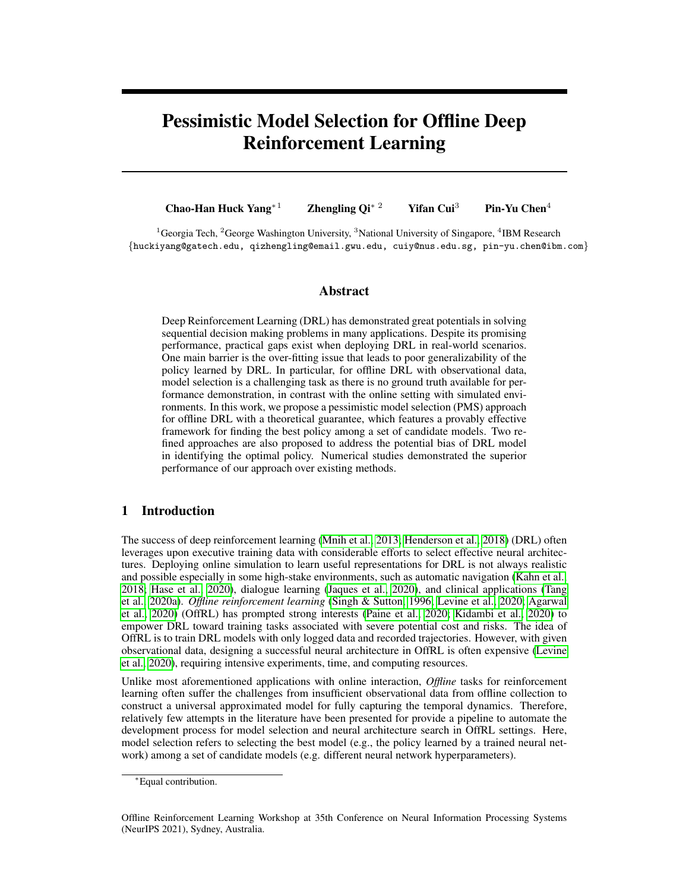# Pessimistic Model Selection for Offline Deep Reinforcement Learning

**Chao-Han Huck Yang**[*1] **Zhengling Qi**[*2] **Yifan Cui**[3] **Pin-Yu Chen**[4]

[1]Georgia Tech, [2]George Washington University, [3]National University of Singapore, [4]IBM Research
{huckiyang@gatech.edu, qizhengling@email.gwu.edu, cuiy@nus.edu.sg, pin-yu.chen@ibm.com}

## Abstract

Deep Reinforcement Learning (DRL) has demonstrated great potentials in solving sequential decision making problems in many applications. Despite its promising performance, practical gaps exist when deploying DRL in real-world scenarios. One main barrier is the over-fitting issue that leads to poor generalizability of the policy learned by DRL. In particular, for offline DRL with observational data, model selection is a challenging task as there is no ground truth available for performance demonstration, in contrast with the online setting with simulated environments. In this work, we propose a pessimistic model selection (PMS) approach for offline DRL with a theoretical guarantee, which features a provably effective framework for finding the best policy among a set of candidate models. Two refined approaches are also proposed to address the potential bias of DRL model in identifying the optimal policy. Numerical studies demonstrated the superior performance of our approach over existing methods.

## 1 Introduction

The success of deep reinforcement learning (Mnih et al., 2013; Henderson et al., 2018) (DRL) often leverages upon executive training data with considerable efforts to select effective neural architectures. Deploying online simulation to learn useful representations for DRL is not always realistic and possible especially in some high-stake environments, such as automatic navigation (Kahn et al., 2018; Hase et al., 2020), dialogue learning (Jaques et al., 2020), and clinical applications (Tang et al., 2020a). *Offline reinforcement learning* (Singh & Sutton, 1996; Levine et al., 2020; Agarwal et al., 2020) (OffRL) has prompted strong interests (Paine et al., 2020; Kidambi et al., 2020) to empower DRL toward training tasks associated with severe potential cost and risks. The idea of OffRL is to train DRL models with only logged data and recorded trajectories. However, with given observational data, designing a successful neural architecture in OffRL is often expensive (Levine et al., 2020), requiring intensive experiments, time, and computing resources.

Unlike most aforementioned applications with online interaction, *Offline* tasks for reinforcement learning often suffer the challenges from insufficient observational data from offline collection to construct a universal approximated model for fully capturing the temporal dynamics. Therefore, relatively few attempts in the literature have been presented for provide a pipeline to automate the development process for model selection and neural architecture search in OffRL settings. Here, model selection refers to selecting the best model (e.g., the policy learned by a trained neural network) among a set of candidate models (e.g. different neural network hyperparameters).

[*]Equal contribution.

Offline Reinforcement Learning Workshop at 35th Conference on Neural Information Processing Systems (NeurIPS 2021), Sydney, Australia.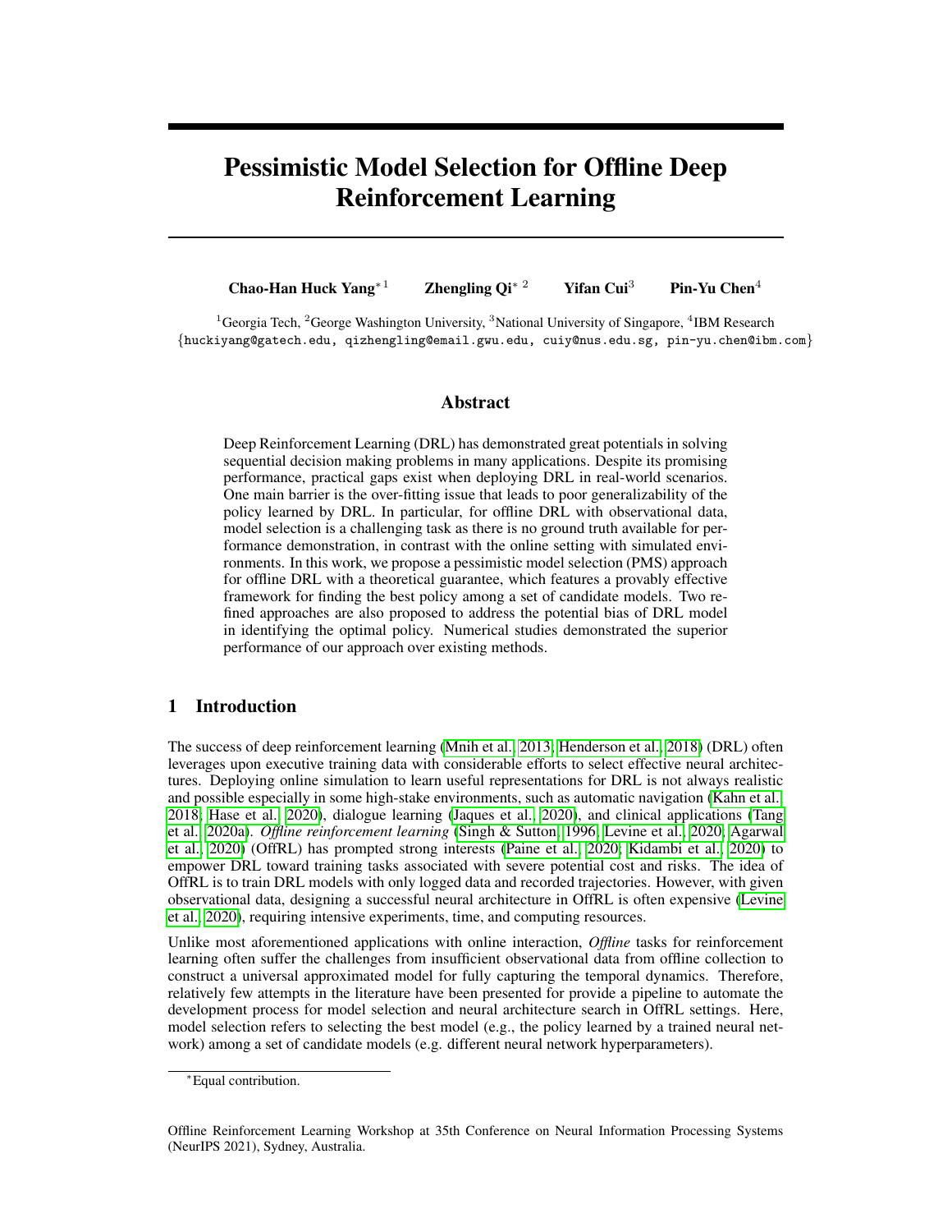# Pessimistic Model Selection for Offline Deep Reinforcement Learning

**Chao-Han Huck Yang**[*1] **Zhengling Qi**[*2] **Yifan Cui**[3] **Pin-Yu Chen**[4]

[1]Georgia Tech, [2]George Washington University, [3]National University of Singapore, [4]IBM Research
{huckiyang@gatech.edu, qizhengling@email.gwu.edu, cuiy@nus.edu.sg, pin-yu.chen@ibm.com}

## Abstract

Deep Reinforcement Learning (DRL) has demonstrated great potentials in solving sequential decision making problems in many applications. Despite its promising performance, practical gaps exist when deploying DRL in real-world scenarios. One main barrier is the over-fitting issue that leads to poor generalizability of the policy learned by DRL. In particular, for offline DRL with observational data, model selection is a challenging task as there is no ground truth available for performance demonstration, in contrast with the online setting with simulated environments. In this work, we propose a pessimistic model selection (PMS) approach for offline DRL with a theoretical guarantee, which features a provably effective framework for finding the best policy among a set of candidate models. Two refined approaches are also proposed to address the potential bias of DRL model in identifying the optimal policy. Numerical studies demonstrated the superior performance of our approach over existing methods.

## 1 Introduction

The success of deep reinforcement learning (Mnih et al., 2013; Henderson et al., 2018) (DRL) often leverages upon executive training data with considerable efforts to select effective neural architectures. Deploying online simulation to learn useful representations for DRL is not always realistic and possible especially in some high-stake environments, such as automatic navigation (Kahn et al., 2018; Hase et al., 2020), dialogue learning (Jaques et al., 2020), and clinical applications (Tang et al., 2020a). *Offline reinforcement learning* (Singh & Sutton, 1996; Levine et al., 2020; Agarwal et al., 2020) (OffRL) has prompted strong interests (Paine et al., 2020; Kidambi et al., 2020) to empower DRL toward training tasks associated with severe potential cost and risks. The idea of OffRL is to train DRL models with only logged data and recorded trajectories. However, with given observational data, designing a successful neural architecture in OffRL is often expensive (Levine et al., 2020), requiring intensive experiments, time, and computing resources.

Unlike most aforementioned applications with online interaction, *Offline* tasks for reinforcement learning often suffer the challenges from insufficient observational data from offline collection to construct a universal approximated model for fully capturing the temporal dynamics. Therefore, relatively few attempts in the literature have been presented for provide a pipeline to automate the development process for model selection and neural architecture search in OffRL settings. Here, model selection refers to selecting the best model (e.g., the policy learned by a trained neural network) among a set of candidate models (e.g. different neural network hyperparameters).

*Equal contribution.

Offline Reinforcement Learning Workshop at 35th Conference on Neural Information Processing Systems (NeurIPS 2021), Sydney, Australia.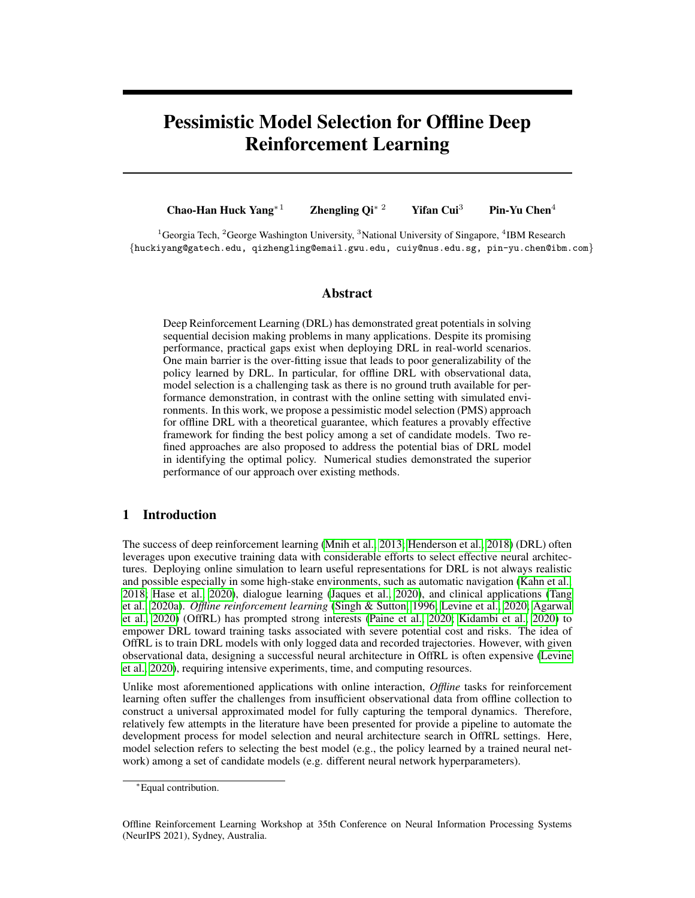# Pessimistic Model Selection for Offline Deep Reinforcement Learning

**Chao-Han Huck Yang**[*1] **Zhengling Qi**[*2] **Yifan Cui**[3] **Pin-Yu Chen**[4]

[1]Georgia Tech, [2]George Washington University, [3]National University of Singapore, [4]IBM Research
{huckiyang@gatech.edu, qizhengling@email.gwu.edu, cuiy@nus.edu.sg, pin-yu.chen@ibm.com}

## Abstract

Deep Reinforcement Learning (DRL) has demonstrated great potentials in solving sequential decision making problems in many applications. Despite its promising performance, practical gaps exist when deploying DRL in real-world scenarios. One main barrier is the over-fitting issue that leads to poor generalizability of the policy learned by DRL. In particular, for offline DRL with observational data, model selection is a challenging task as there is no ground truth available for performance demonstration, in contrast with the online setting with simulated environments. In this work, we propose a pessimistic model selection (PMS) approach for offline DRL with a theoretical guarantee, which features a provably effective framework for finding the best policy among a set of candidate models. Two refined approaches are also proposed to address the potential bias of DRL model in identifying the optimal policy. Numerical studies demonstrated the superior performance of our approach over existing methods.

## 1 Introduction

The success of deep reinforcement learning (Mnih et al., 2013; Henderson et al., 2018) (DRL) often leverages upon executive training data with considerable efforts to select effective neural architectures. Deploying online simulation to learn useful representations for DRL is not always realistic and possible especially in some high-stake environments, such as automatic navigation (Kahn et al., 2018; Hase et al., 2020), dialogue learning (Jaques et al., 2020), and clinical applications (Tang et al., 2020a). *Offline reinforcement learning* (Singh & Sutton, 1996; Levine et al., 2020; Agarwal et al., 2020) (OffRL) has prompted strong interests (Paine et al., 2020; Kidambi et al., 2020) to empower DRL toward training tasks associated with severe potential cost and risks. The idea of OffRL is to train DRL models with only logged data and recorded trajectories. However, with given observational data, designing a successful neural architecture in OffRL is often expensive (Levine et al., 2020), requiring intensive experiments, time, and computing resources.

Unlike most aforementioned applications with online interaction, *Offline* tasks for reinforcement learning often suffer the challenges from insufficient observational data from offline collection to construct a universal approximated model for fully capturing the temporal dynamics. Therefore, relatively few attempts in the literature have been presented for provide a pipeline to automate the development process for model selection and neural architecture search in OffRL settings. Here, model selection refers to selecting the best model (e.g., the policy learned by a trained neural network) among a set of candidate models (e.g. different neural network hyperparameters).

[*]Equal contribution.

Offline Reinforcement Learning Workshop at 35th Conference on Neural Information Processing Systems (NeurIPS 2021), Sydney, Australia.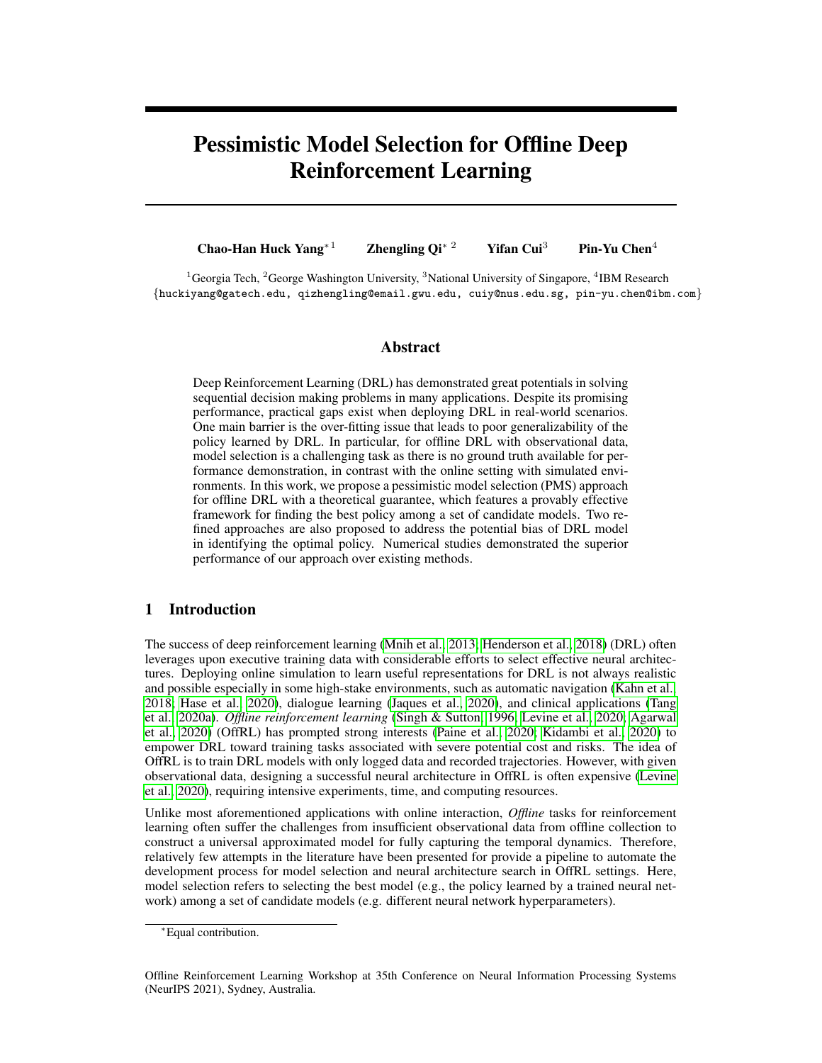# Pessimistic Model Selection for Offline Deep Reinforcement Learning

**Chao-Han Huck Yang**[*1] **Zhengling Qi**[*2] **Yifan Cui**[3] **Pin-Yu Chen**[4]

[1]Georgia Tech, [2]George Washington University, [3]National University of Singapore, [4]IBM Research
{huckiyang@gatech.edu, qizhengling@email.gwu.edu, cuiy@nus.edu.sg, pin-yu.chen@ibm.com}

## Abstract

Deep Reinforcement Learning (DRL) has demonstrated great potentials in solving sequential decision making problems in many applications. Despite its promising performance, practical gaps exist when deploying DRL in real-world scenarios. One main barrier is the over-fitting issue that leads to poor generalizability of the policy learned by DRL. In particular, for offline DRL with observational data, model selection is a challenging task as there is no ground truth available for performance demonstration, in contrast with the online setting with simulated environments. In this work, we propose a pessimistic model selection (PMS) approach for offline DRL with a theoretical guarantee, which features a provably effective framework for finding the best policy among a set of candidate models. Two refined approaches are also proposed to address the potential bias of DRL model in identifying the optimal policy. Numerical studies demonstrated the superior performance of our approach over existing methods.

## 1 Introduction

The success of deep reinforcement learning (Mnih et al., 2013; Henderson et al., 2018) (DRL) often leverages upon executive training data with considerable efforts to select effective neural architectures. Deploying online simulation to learn useful representations for DRL is not always realistic and possible especially in some high-stake environments, such as automatic navigation (Kahn et al., 2018; Hase et al., 2020), dialogue learning (Jaques et al., 2020), and clinical applications (Tang et al., 2020a). *Offline reinforcement learning* (Singh & Sutton, 1996; Levine et al., 2020; Agarwal et al., 2020) (OffRL) has prompted strong interests (Paine et al., 2020; Kidambi et al., 2020) to empower DRL toward training tasks associated with severe potential cost and risks. The idea of OffRL is to train DRL models with only logged data and recorded trajectories. However, with given observational data, designing a successful neural architecture in OffRL is often expensive (Levine et al., 2020), requiring intensive experiments, time, and computing resources.

Unlike most aforementioned applications with online interaction, *Offline* tasks for reinforcement learning often suffer the challenges from insufficient observational data from offline collection to construct a universal approximated model for fully capturing the temporal dynamics. Therefore, relatively few attempts in the literature have been presented for provide a pipeline to automate the development process for model selection and neural architecture search in OffRL settings. Here, model selection refers to selecting the best model (e.g., the policy learned by a trained neural network) among a set of candidate models (e.g. different neural network hyperparameters).

[*]Equal contribution.

Offline Reinforcement Learning Workshop at 35th Conference on Neural Information Processing Systems (NeurIPS 2021), Sydney, Australia.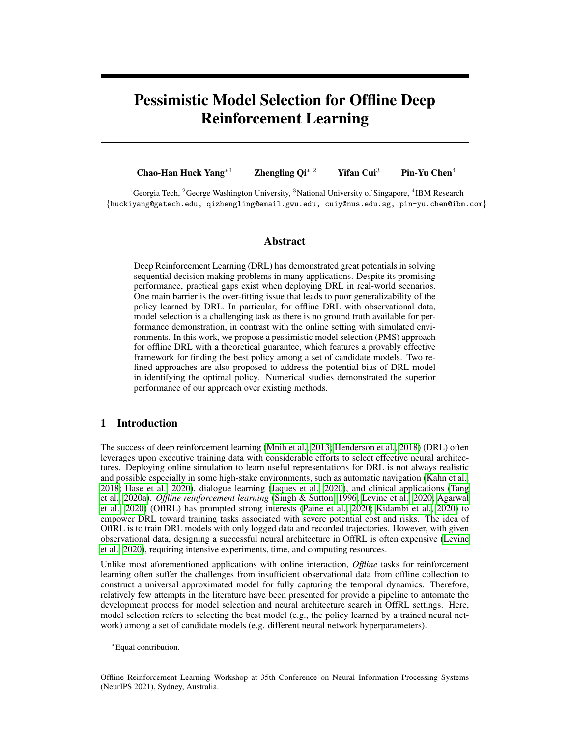# Pessimistic Model Selection for Offline Deep Reinforcement Learning

**Chao-Han Huck Yang**[*1] **Zhengling Qi**[*2] **Yifan Cui**[3] **Pin-Yu Chen**[4]

[1]Georgia Tech, [2]George Washington University, [3]National University of Singapore, [4]IBM Research
{huckiyang@gatech.edu, qizhengling@email.gwu.edu, cuiy@nus.edu.sg, pin-yu.chen@ibm.com}

## Abstract

Deep Reinforcement Learning (DRL) has demonstrated great potentials in solving sequential decision making problems in many applications. Despite its promising performance, practical gaps exist when deploying DRL in real-world scenarios. One main barrier is the over-fitting issue that leads to poor generalizability of the policy learned by DRL. In particular, for offline DRL with observational data, model selection is a challenging task as there is no ground truth available for performance demonstration, in contrast with the online setting with simulated environments. In this work, we propose a pessimistic model selection (PMS) approach for offline DRL with a theoretical guarantee, which features a provably effective framework for finding the best policy among a set of candidate models. Two refined approaches are also proposed to address the potential bias of DRL model in identifying the optimal policy. Numerical studies demonstrated the superior performance of our approach over existing methods.

## 1 Introduction

The success of deep reinforcement learning (Mnih et al., 2013; Henderson et al., 2018) (DRL) often leverages upon executive training data with considerable efforts to select effective neural architectures. Deploying online simulation to learn useful representations for DRL is not always realistic and possible especially in some high-stake environments, such as automatic navigation (Kahn et al., 2018; Hase et al., 2020), dialogue learning (Jaques et al., 2020), and clinical applications (Tang et al., 2020a). *Offline reinforcement learning* (Singh & Sutton, 1996; Levine et al., 2020; Agarwal et al., 2020) (OffRL) has prompted strong interests (Paine et al., 2020; Kidambi et al., 2020) to empower DRL toward training tasks associated with severe potential cost and risks. The idea of OffRL is to train DRL models with only logged data and recorded trajectories. However, with given observational data, designing a successful neural architecture in OffRL is often expensive (Levine et al., 2020), requiring intensive experiments, time, and computing resources.

Unlike most aforementioned applications with online interaction, *Offline* tasks for reinforcement learning often suffer the challenges from insufficient observational data from offline collection to construct a universal approximated model for fully capturing the temporal dynamics. Therefore, relatively few attempts in the literature have been presented for provide a pipeline to automate the development process for model selection and neural architecture search in OffRL settings. Here, model selection refers to selecting the best model (e.g., the policy learned by a trained neural network) among a set of candidate models (e.g. different neural network hyperparameters).

[*]Equal contribution.

Offline Reinforcement Learning Workshop at 35th Conference on Neural Information Processing Systems (NeurIPS 2021), Sydney, Australia.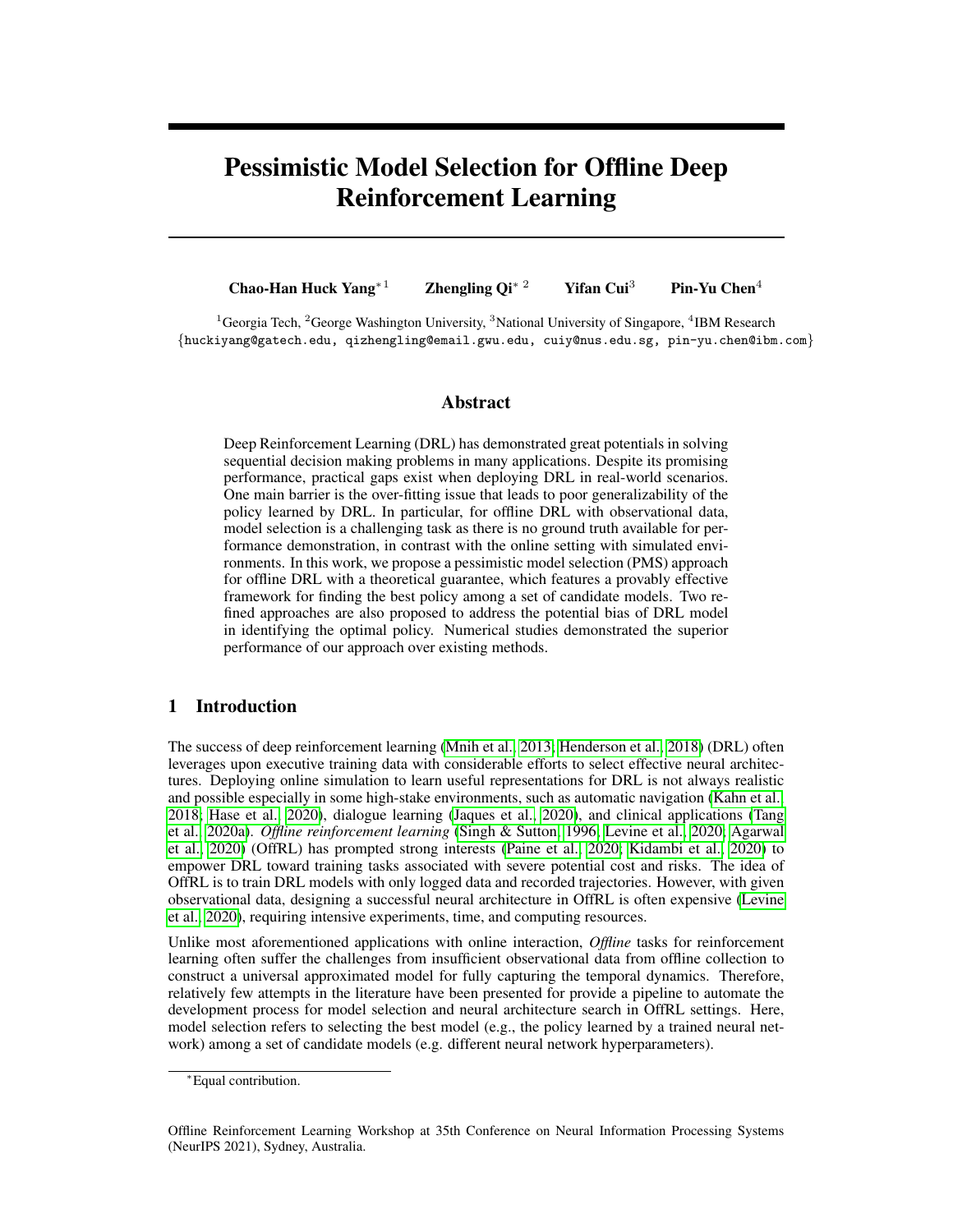# Pessimistic Model Selection for Offline Deep Reinforcement Learning

**Chao-Han Huck Yang**[*1] **Zhengling Qi**[*2] **Yifan Cui**[3] **Pin-Yu Chen**[4]

[1]Georgia Tech, [2]George Washington University, [3]National University of Singapore, [4]IBM Research
{huckiyang@gatech.edu, qizhengling@email.gwu.edu, cuiy@nus.edu.sg, pin-yu.chen@ibm.com}

## Abstract

Deep Reinforcement Learning (DRL) has demonstrated great potentials in solving sequential decision making problems in many applications. Despite its promising performance, practical gaps exist when deploying DRL in real-world scenarios. One main barrier is the over-fitting issue that leads to poor generalizability of the policy learned by DRL. In particular, for offline DRL with observational data, model selection is a challenging task as there is no ground truth available for performance demonstration, in contrast with the online setting with simulated environments. In this work, we propose a pessimistic model selection (PMS) approach for offline DRL with a theoretical guarantee, which features a provably effective framework for finding the best policy among a set of candidate models. Two refined approaches are also proposed to address the potential bias of DRL model in identifying the optimal policy. Numerical studies demonstrated the superior performance of our approach over existing methods.

## 1 Introduction

The success of deep reinforcement learning (Mnih et al., 2013; Henderson et al., 2018) (DRL) often leverages upon executive training data with considerable efforts to select effective neural architectures. Deploying online simulation to learn useful representations for DRL is not always realistic and possible especially in some high-stake environments, such as automatic navigation (Kahn et al., 2018; Hase et al., 2020), dialogue learning (Jaques et al., 2020), and clinical applications (Tang et al., 2020a). *Offline reinforcement learning* (Singh & Sutton, 1996; Levine et al., 2020; Agarwal et al., 2020) (OffRL) has prompted strong interests (Paine et al., 2020; Kidambi et al., 2020) to empower DRL toward training tasks associated with severe potential cost and risks. The idea of OffRL is to train DRL models with only logged data and recorded trajectories. However, with given observational data, designing a successful neural architecture in OffRL is often expensive (Levine et al., 2020), requiring intensive experiments, time, and computing resources.

Unlike most aforementioned applications with online interaction, *Offline* tasks for reinforcement learning often suffer the challenges from insufficient observational data from offline collection to construct a universal approximated model for fully capturing the temporal dynamics. Therefore, relatively few attempts in the literature have been presented for provide a pipeline to automate the development process for model selection and neural architecture search in OffRL settings. Here, model selection refers to selecting the best model (e.g., the policy learned by a trained neural network) among a set of candidate models (e.g. different neural network hyperparameters).

[*]Equal contribution.

Offline Reinforcement Learning Workshop at 35th Conference on Neural Information Processing Systems (NeurIPS 2021), Sydney, Australia.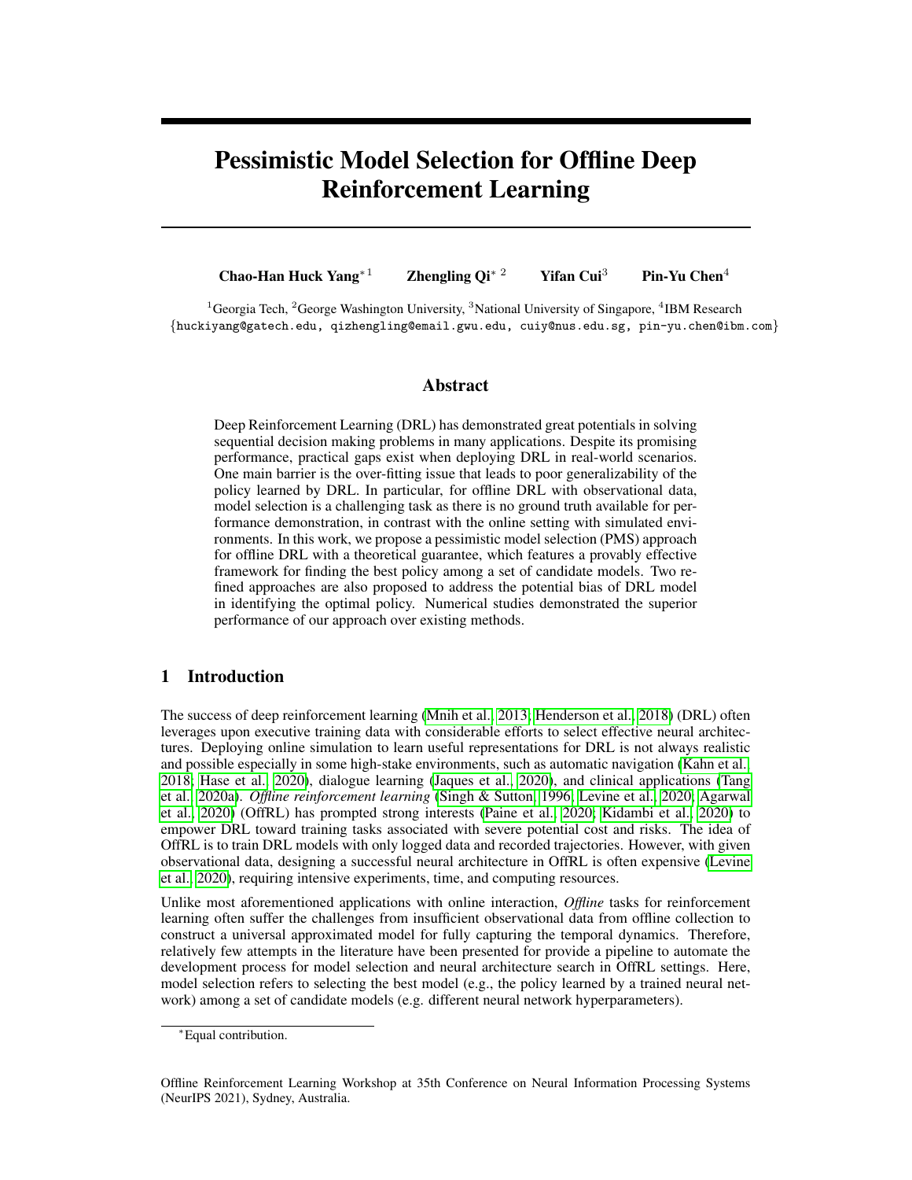# Pessimistic Model Selection for Offline Deep Reinforcement Learning

**Chao-Han Huck Yang**[*1] **Zhengling Qi**[*2] **Yifan Cui**[3] **Pin-Yu Chen**[4]

[1]Georgia Tech, [2]George Washington University, [3]National University of Singapore, [4]IBM Research
{huckiyang@gatech.edu, qizhengling@email.gwu.edu, cuiy@nus.edu.sg, pin-yu.chen@ibm.com}

## Abstract

Deep Reinforcement Learning (DRL) has demonstrated great potentials in solving sequential decision making problems in many applications. Despite its promising performance, practical gaps exist when deploying DRL in real-world scenarios. One main barrier is the over-fitting issue that leads to poor generalizability of the policy learned by DRL. In particular, for offline DRL with observational data, model selection is a challenging task as there is no ground truth available for performance demonstration, in contrast with the online setting with simulated environments. In this work, we propose a pessimistic model selection (PMS) approach for offline DRL with a theoretical guarantee, which features a provably effective framework for finding the best policy among a set of candidate models. Two refined approaches are also proposed to address the potential bias of DRL model in identifying the optimal policy. Numerical studies demonstrated the superior performance of our approach over existing methods.

## 1 Introduction

The success of deep reinforcement learning (Mnih et al., 2013; Henderson et al., 2018) (DRL) often leverages upon executive training data with considerable efforts to select effective neural architectures. Deploying online simulation to learn useful representations for DRL is not always realistic and possible especially in some high-stake environments, such as automatic navigation (Kahn et al., 2018; Hase et al., 2020), dialogue learning (Jaques et al., 2020), and clinical applications (Tang et al., 2020a). *Offline reinforcement learning* (Singh & Sutton, 1996; Levine et al., 2020; Agarwal et al., 2020) (OffRL) has prompted strong interests (Paine et al., 2020; Kidambi et al., 2020) to empower DRL toward training tasks associated with severe potential cost and risks. The idea of OffRL is to train DRL models with only logged data and recorded trajectories. However, with given observational data, designing a successful neural architecture in OffRL is often expensive (Levine et al., 2020), requiring intensive experiments, time, and computing resources.

Unlike most aforementioned applications with online interaction, *Offline* tasks for reinforcement learning often suffer the challenges from insufficient observational data from offline collection to construct a universal approximated model for fully capturing the temporal dynamics. Therefore, relatively few attempts in the literature have been presented for provide a pipeline to automate the development process for model selection and neural architecture search in OffRL settings. Here, model selection refers to selecting the best model (e.g., the policy learned by a trained neural network) among a set of candidate models (e.g. different neural network hyperparameters).

[*]Equal contribution.

Offline Reinforcement Learning Workshop at 35th Conference on Neural Information Processing Systems (NeurIPS 2021), Sydney, Australia.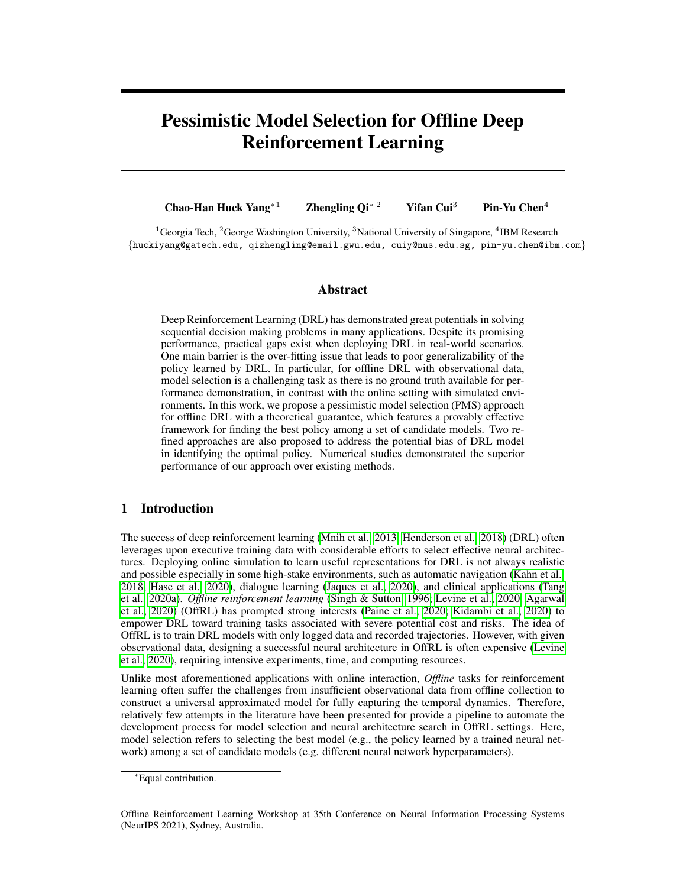# Pessimistic Model Selection for Offline Deep Reinforcement Learning

**Chao-Han Huck Yang**[*1] **Zhengling Qi**[*2] **Yifan Cui**[3] **Pin-Yu Chen**[4]

[1]Georgia Tech, [2]George Washington University, [3]National University of Singapore, [4]IBM Research
{huckiyang@gatech.edu, qizhengling@email.gwu.edu, cuiy@nus.edu.sg, pin-yu.chen@ibm.com}

## Abstract

Deep Reinforcement Learning (DRL) has demonstrated great potentials in solving sequential decision making problems in many applications. Despite its promising performance, practical gaps exist when deploying DRL in real-world scenarios. One main barrier is the over-fitting issue that leads to poor generalizability of the policy learned by DRL. In particular, for offline DRL with observational data, model selection is a challenging task as there is no ground truth available for performance demonstration, in contrast with the online setting with simulated environments. In this work, we propose a pessimistic model selection (PMS) approach for offline DRL with a theoretical guarantee, which features a provably effective framework for finding the best policy among a set of candidate models. Two refined approaches are also proposed to address the potential bias of DRL model in identifying the optimal policy. Numerical studies demonstrated the superior performance of our approach over existing methods.

## 1 Introduction

The success of deep reinforcement learning (Mnih et al., 2013; Henderson et al., 2018) (DRL) often leverages upon executive training data with considerable efforts to select effective neural architectures. Deploying online simulation to learn useful representations for DRL is not always realistic and possible especially in some high-stake environments, such as automatic navigation (Kahn et al., 2018; Hase et al., 2020), dialogue learning (Jaques et al., 2020), and clinical applications (Tang et al., 2020a). *Offline reinforcement learning* (Singh & Sutton, 1996; Levine et al., 2020; Agarwal et al., 2020) (OffRL) has prompted strong interests (Paine et al., 2020; Kidambi et al., 2020) to empower DRL toward training tasks associated with severe potential cost and risks. The idea of OffRL is to train DRL models with only logged data and recorded trajectories. However, with given observational data, designing a successful neural architecture in OffRL is often expensive (Levine et al., 2020), requiring intensive experiments, time, and computing resources.

Unlike most aforementioned applications with online interaction, *Offline* tasks for reinforcement learning often suffer the challenges from insufficient observational data from offline collection to construct a universal approximated model for fully capturing the temporal dynamics. Therefore, relatively few attempts in the literature have been presented for provide a pipeline to automate the development process for model selection and neural architecture search in OffRL settings. Here, model selection refers to selecting the best model (e.g., the policy learned by a trained neural network) among a set of candidate models (e.g. different neural network hyperparameters).

[*]Equal contribution.

Offline Reinforcement Learning Workshop at 35th Conference on Neural Information Processing Systems (NeurIPS 2021), Sydney, Australia.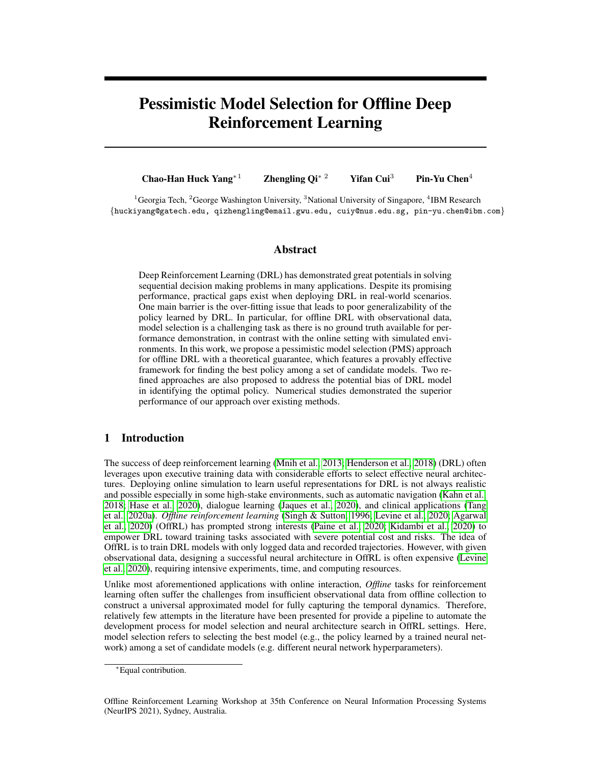# Pessimistic Model Selection for Offline Deep Reinforcement Learning

**Chao-Han Huck Yang**[*1] **Zhengling Qi**[*2] **Yifan Cui**[3] **Pin-Yu Chen**[4]

[1]Georgia Tech, [2]George Washington University, [3]National University of Singapore, [4]IBM Research
{huckiyang@gatech.edu, qizhengling@email.gwu.edu, cuiy@nus.edu.sg, pin-yu.chen@ibm.com}

## Abstract

Deep Reinforcement Learning (DRL) has demonstrated great potentials in solving sequential decision making problems in many applications. Despite its promising performance, practical gaps exist when deploying DRL in real-world scenarios. One main barrier is the over-fitting issue that leads to poor generalizability of the policy learned by DRL. In particular, for offline DRL with observational data, model selection is a challenging task as there is no ground truth available for performance demonstration, in contrast with the online setting with simulated environments. In this work, we propose a pessimistic model selection (PMS) approach for offline DRL with a theoretical guarantee, which features a provably effective framework for finding the best policy among a set of candidate models. Two refined approaches are also proposed to address the potential bias of DRL model in identifying the optimal policy. Numerical studies demonstrated the superior performance of our approach over existing methods.

## 1 Introduction

The success of deep reinforcement learning (Mnih et al., 2013; Henderson et al., 2018) (DRL) often leverages upon executive training data with considerable efforts to select effective neural architectures. Deploying online simulation to learn useful representations for DRL is not always realistic and possible especially in some high-stake environments, such as automatic navigation (Kahn et al., 2018; Hase et al., 2020), dialogue learning (Jaques et al., 2020), and clinical applications (Tang et al., 2020a). *Offline reinforcement learning* (Singh & Sutton, 1996; Levine et al., 2020; Agarwal et al., 2020) (OffRL) has prompted strong interests (Paine et al., 2020; Kidambi et al., 2020) to empower DRL toward training tasks associated with severe potential cost and risks. The idea of OffRL is to train DRL models with only logged data and recorded trajectories. However, with given observational data, designing a successful neural architecture in OffRL is often expensive (Levine et al., 2020), requiring intensive experiments, time, and computing resources.

Unlike most aforementioned applications with online interaction, *Offline* tasks for reinforcement learning often suffer the challenges from insufficient observational data from offline collection to construct a universal approximated model for fully capturing the temporal dynamics. Therefore, relatively few attempts in the literature have been presented for provide a pipeline to automate the development process for model selection and neural architecture search in OffRL settings. Here, model selection refers to selecting the best model (e.g., the policy learned by a trained neural network) among a set of candidate models (e.g. different neural network hyperparameters).

[*]Equal contribution.

Offline Reinforcement Learning Workshop at 35th Conference on Neural Information Processing Systems (NeurIPS 2021), Sydney, Australia.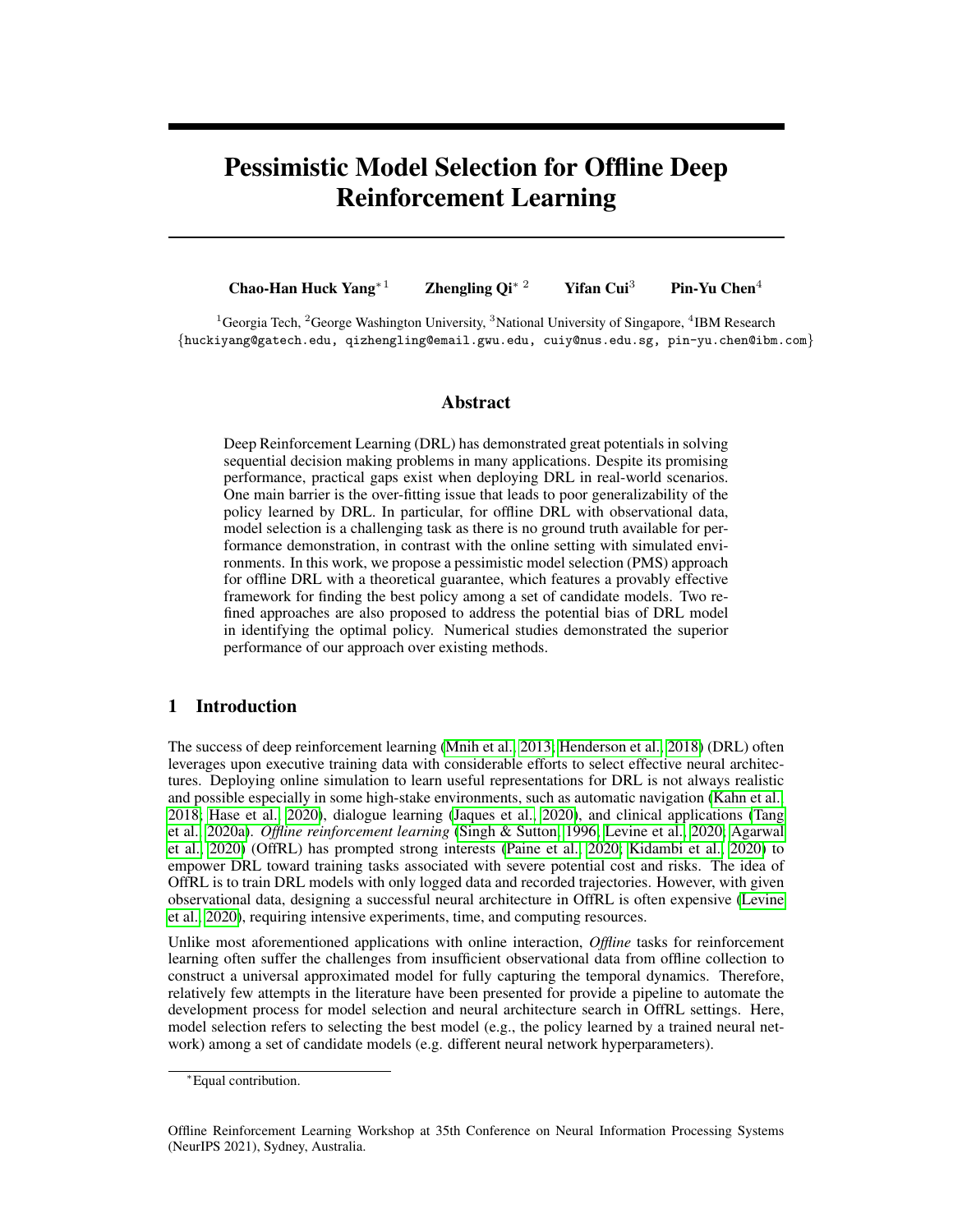# Pessimistic Model Selection for Offline Deep Reinforcement Learning

**Chao-Han Huck Yang**[*1] **Zhengling Qi**[*2] **Yifan Cui**[3] **Pin-Yu Chen**[4]

[1]Georgia Tech, [2]George Washington University, [3]National University of Singapore, [4]IBM Research
{huckiyang@gatech.edu, qizhengling@email.gwu.edu, cuiy@nus.edu.sg, pin-yu.chen@ibm.com}

## Abstract

Deep Reinforcement Learning (DRL) has demonstrated great potentials in solving sequential decision making problems in many applications. Despite its promising performance, practical gaps exist when deploying DRL in real-world scenarios. One main barrier is the over-fitting issue that leads to poor generalizability of the policy learned by DRL. In particular, for offline DRL with observational data, model selection is a challenging task as there is no ground truth available for performance demonstration, in contrast with the online setting with simulated environments. In this work, we propose a pessimistic model selection (PMS) approach for offline DRL with a theoretical guarantee, which features a provably effective framework for finding the best policy among a set of candidate models. Two refined approaches are also proposed to address the potential bias of DRL model in identifying the optimal policy. Numerical studies demonstrated the superior performance of our approach over existing methods.

## 1 Introduction

The success of deep reinforcement learning (Mnih et al., 2013; Henderson et al., 2018) (DRL) often leverages upon executive training data with considerable efforts to select effective neural architectures. Deploying online simulation to learn useful representations for DRL is not always realistic and possible especially in some high-stake environments, such as automatic navigation (Kahn et al., 2018; Hase et al., 2020), dialogue learning (Jaques et al., 2020), and clinical applications (Tang et al., 2020a). *Offline reinforcement learning* (Singh & Sutton, 1996; Levine et al., 2020; Agarwal et al., 2020) (OffRL) has prompted strong interests (Paine et al., 2020; Kidambi et al., 2020) to empower DRL toward training tasks associated with severe potential cost and risks. The idea of OffRL is to train DRL models with only logged data and recorded trajectories. However, with given observational data, designing a successful neural architecture in OffRL is often expensive (Levine et al., 2020), requiring intensive experiments, time, and computing resources.

Unlike most aforementioned applications with online interaction, *Offline* tasks for reinforcement learning often suffer the challenges from insufficient observational data from offline collection to construct a universal approximated model for fully capturing the temporal dynamics. Therefore, relatively few attempts in the literature have been presented for provide a pipeline to automate the development process for model selection and neural architecture search in OffRL settings. Here, model selection refers to selecting the best model (e.g., the policy learned by a trained neural network) among a set of candidate models (e.g. different neural network hyperparameters).

[*]Equal contribution.

Offline Reinforcement Learning Workshop at 35th Conference on Neural Information Processing Systems (NeurIPS 2021), Sydney, Australia.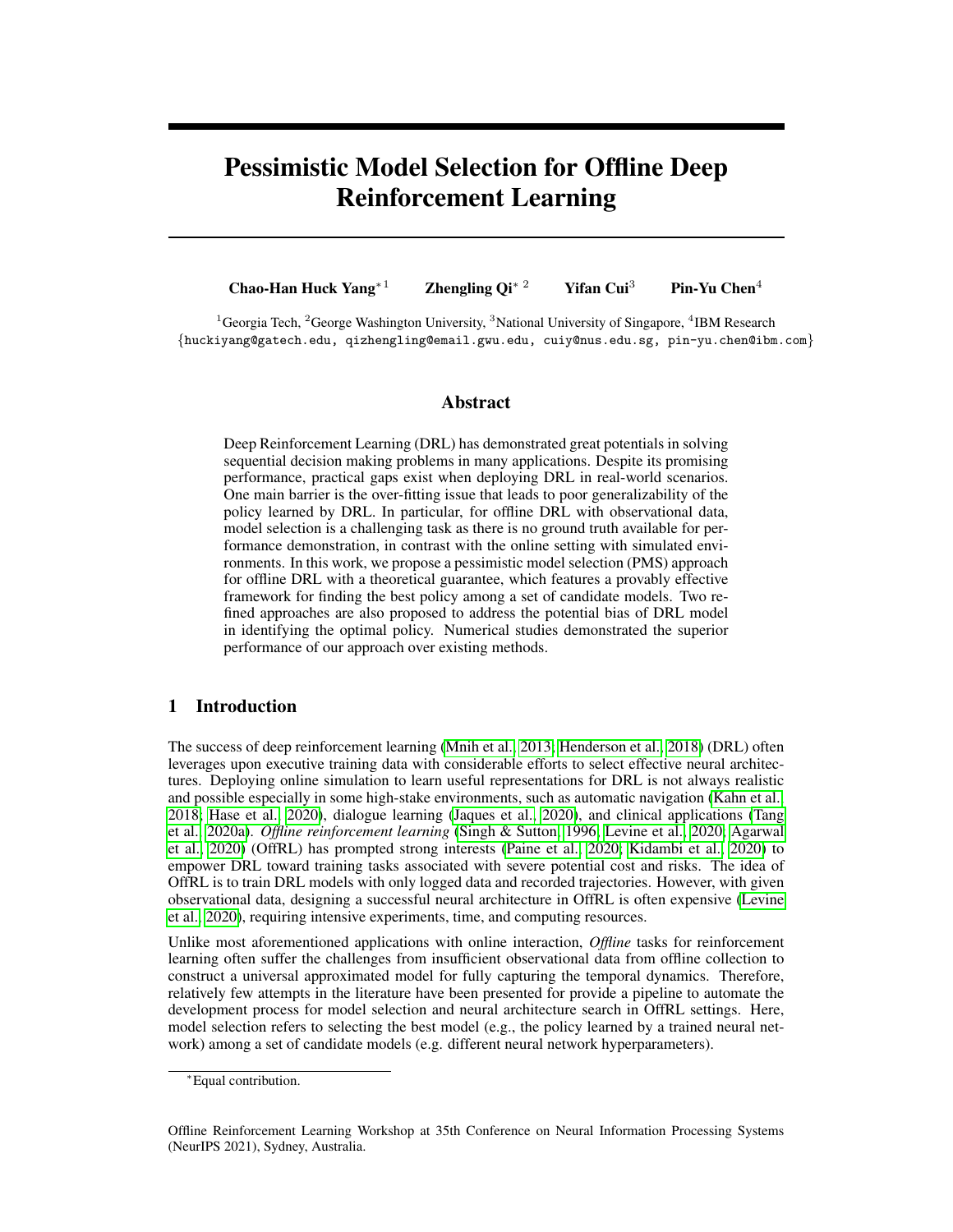# Pessimistic Model Selection for Offline Deep Reinforcement Learning

**Chao-Han Huck Yang**[*1] **Zhengling Qi**[*2] **Yifan Cui**[3] **Pin-Yu Chen**[4]

[1]Georgia Tech, [2]George Washington University, [3]National University of Singapore, [4]IBM Research
{huckiyang@gatech.edu, qizhengling@email.gwu.edu, cuiy@nus.edu.sg, pin-yu.chen@ibm.com}

## Abstract

Deep Reinforcement Learning (DRL) has demonstrated great potentials in solving sequential decision making problems in many applications. Despite its promising performance, practical gaps exist when deploying DRL in real-world scenarios. One main barrier is the over-fitting issue that leads to poor generalizability of the policy learned by DRL. In particular, for offline DRL with observational data, model selection is a challenging task as there is no ground truth available for performance demonstration, in contrast with the online setting with simulated environments. In this work, we propose a pessimistic model selection (PMS) approach for offline DRL with a theoretical guarantee, which features a provably effective framework for finding the best policy among a set of candidate models. Two refined approaches are also proposed to address the potential bias of DRL model in identifying the optimal policy. Numerical studies demonstrated the superior performance of our approach over existing methods.

## 1 Introduction

The success of deep reinforcement learning (Mnih et al., 2013; Henderson et al., 2018) (DRL) often leverages upon executive training data with considerable efforts to select effective neural architectures. Deploying online simulation to learn useful representations for DRL is not always realistic and possible especially in some high-stake environments, such as automatic navigation (Kahn et al., 2018; Hase et al., 2020), dialogue learning (Jaques et al., 2020), and clinical applications (Tang et al., 2020a). *Offline reinforcement learning* (Singh & Sutton, 1996; Levine et al., 2020; Agarwal et al., 2020) (OffRL) has prompted strong interests (Paine et al., 2020; Kidambi et al., 2020) to empower DRL toward training tasks associated with severe potential cost and risks. The idea of OffRL is to train DRL models with only logged data and recorded trajectories. However, with given observational data, designing a successful neural architecture in OffRL is often expensive (Levine et al., 2020), requiring intensive experiments, time, and computing resources.

Unlike most aforementioned applications with online interaction, *Offline* tasks for reinforcement learning often suffer the challenges from insufficient observational data from offline collection to construct a universal approximated model for fully capturing the temporal dynamics. Therefore, relatively few attempts in the literature have been presented for provide a pipeline to automate the development process for model selection and neural architecture search in OffRL settings. Here, model selection refers to selecting the best model (e.g., the policy learned by a trained neural network) among a set of candidate models (e.g. different neural network hyperparameters).

*Equal contribution.

Offline Reinforcement Learning Workshop at 35th Conference on Neural Information Processing Systems (NeurIPS 2021), Sydney, Australia.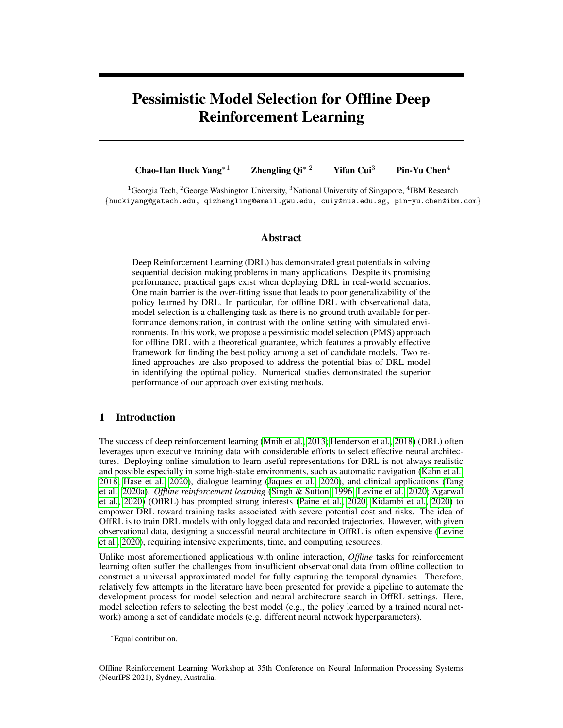# Pessimistic Model Selection for Offline Deep Reinforcement Learning

**Chao-Han Huck Yang**[*1] **Zhengling Qi**[*2] **Yifan Cui**[3] **Pin-Yu Chen**[4]

[1]Georgia Tech, [2]George Washington University, [3]National University of Singapore, [4]IBM Research
{huckiyang@gatech.edu, qizhengling@email.gwu.edu, cuiy@nus.edu.sg, pin-yu.chen@ibm.com}

## Abstract

Deep Reinforcement Learning (DRL) has demonstrated great potentials in solving sequential decision making problems in many applications. Despite its promising performance, practical gaps exist when deploying DRL in real-world scenarios. One main barrier is the over-fitting issue that leads to poor generalizability of the policy learned by DRL. In particular, for offline DRL with observational data, model selection is a challenging task as there is no ground truth available for performance demonstration, in contrast with the online setting with simulated environments. In this work, we propose a pessimistic model selection (PMS) approach for offline DRL with a theoretical guarantee, which features a provably effective framework for finding the best policy among a set of candidate models. Two refined approaches are also proposed to address the potential bias of DRL model in identifying the optimal policy. Numerical studies demonstrated the superior performance of our approach over existing methods.

## 1 Introduction

The success of deep reinforcement learning (Mnih et al., 2013; Henderson et al., 2018) (DRL) often leverages upon executive training data with considerable efforts to select effective neural architectures. Deploying online simulation to learn useful representations for DRL is not always realistic and possible especially in some high-stake environments, such as automatic navigation (Kahn et al., 2018; Hase et al., 2020), dialogue learning (Jaques et al., 2020), and clinical applications (Tang et al., 2020a). *Offline reinforcement learning* (Singh & Sutton, 1996; Levine et al., 2020; Agarwal et al., 2020) (OffRL) has prompted strong interests (Paine et al., 2020; Kidambi et al., 2020) to empower DRL toward training tasks associated with severe potential cost and risks. The idea of OffRL is to train DRL models with only logged data and recorded trajectories. However, with given observational data, designing a successful neural architecture in OffRL is often expensive (Levine et al., 2020), requiring intensive experiments, time, and computing resources.

Unlike most aforementioned applications with online interaction, *Offline* tasks for reinforcement learning often suffer the challenges from insufficient observational data from offline collection to construct a universal approximated model for fully capturing the temporal dynamics. Therefore, relatively few attempts in the literature have been presented for provide a pipeline to automate the development process for model selection and neural architecture search in OffRL settings. Here, model selection refers to selecting the best model (e.g., the policy learned by a trained neural network) among a set of candidate models (e.g. different neural network hyperparameters).

[*]Equal contribution.

Offline Reinforcement Learning Workshop at 35th Conference on Neural Information Processing Systems (NeurIPS 2021), Sydney, Australia.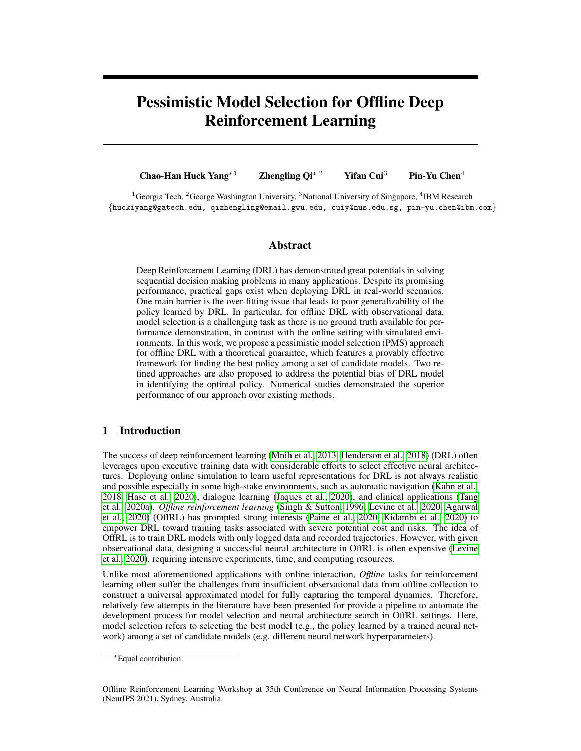# Pessimistic Model Selection for Offline Deep Reinforcement Learning

**Chao-Han Huck Yang**[*1] **Zhengling Qi**[*2] **Yifan Cui**[3] **Pin-Yu Chen**[4]

[1]Georgia Tech, [2]George Washington University, [3]National University of Singapore, [4]IBM Research
{huckiyang@gatech.edu, qizhengling@email.gwu.edu, cuiy@nus.edu.sg, pin-yu.chen@ibm.com}

## Abstract

Deep Reinforcement Learning (DRL) has demonstrated great potentials in solving sequential decision making problems in many applications. Despite its promising performance, practical gaps exist when deploying DRL in real-world scenarios. One main barrier is the over-fitting issue that leads to poor generalizability of the policy learned by DRL. In particular, for offline DRL with observational data, model selection is a challenging task as there is no ground truth available for performance demonstration, in contrast with the online setting with simulated environments. In this work, we propose a pessimistic model selection (PMS) approach for offline DRL with a theoretical guarantee, which features a provably effective framework for finding the best policy among a set of candidate models. Two refined approaches are also proposed to address the potential bias of DRL model in identifying the optimal policy. Numerical studies demonstrated the superior performance of our approach over existing methods.

## 1 Introduction

The success of deep reinforcement learning (Mnih et al., 2013; Henderson et al., 2018) (DRL) often leverages upon executive training data with considerable efforts to select effective neural architectures. Deploying online simulation to learn useful representations for DRL is not always realistic and possible especially in some high-stake environments, such as automatic navigation (Kahn et al., 2018; Hase et al., 2020), dialogue learning (Jaques et al., 2020), and clinical applications (Tang et al., 2020a). *Offline reinforcement learning* (Singh & Sutton, 1996; Levine et al., 2020; Agarwal et al., 2020) (OffRL) has prompted strong interests (Paine et al., 2020; Kidambi et al., 2020) to empower DRL toward training tasks associated with severe potential cost and risks. The idea of OffRL is to train DRL models with only logged data and recorded trajectories. However, with given observational data, designing a successful neural architecture in OffRL is often expensive (Levine et al., 2020), requiring intensive experiments, time, and computing resources.

Unlike most aforementioned applications with online interaction, *Offline* tasks for reinforcement learning often suffer the challenges from insufficient observational data from offline collection to construct a universal approximated model for fully capturing the temporal dynamics. Therefore, relatively few attempts in the literature have been presented for provide a pipeline to automate the development process for model selection and neural architecture search in OffRL settings. Here, model selection refers to selecting the best model (e.g., the policy learned by a trained neural network) among a set of candidate models (e.g. different neural network hyperparameters).

[*]Equal contribution.

Offline Reinforcement Learning Workshop at 35th Conference on Neural Information Processing Systems (NeurIPS 2021), Sydney, Australia.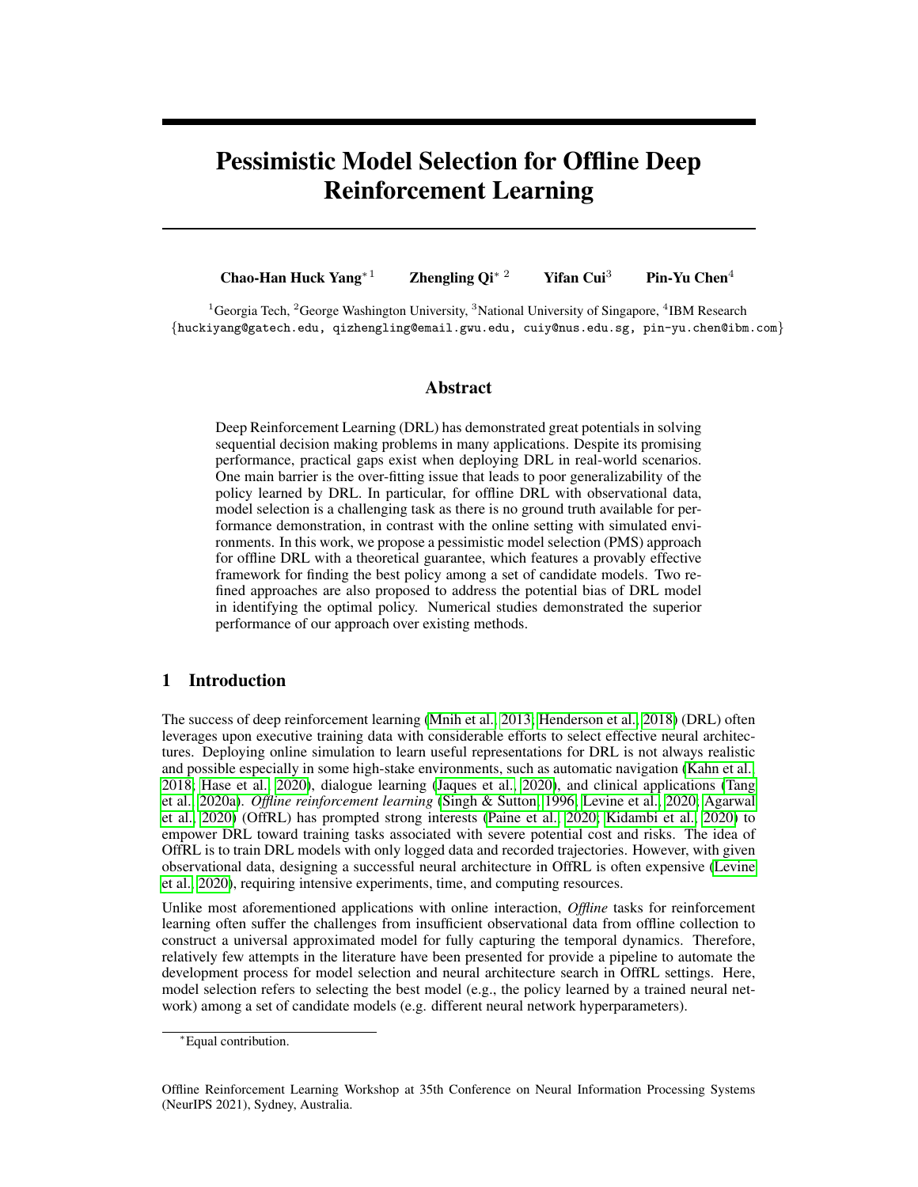# Pessimistic Model Selection for Offline Deep Reinforcement Learning

**Chao-Han Huck Yang**[*1] **Zhengling Qi**[*2] **Yifan Cui**[3] **Pin-Yu Chen**[4]

[1]Georgia Tech, [2]George Washington University, [3]National University of Singapore, [4]IBM Research
{huckiyang@gatech.edu, qizhengling@email.gwu.edu, cuiy@nus.edu.sg, pin-yu.chen@ibm.com}

## Abstract

Deep Reinforcement Learning (DRL) has demonstrated great potentials in solving sequential decision making problems in many applications. Despite its promising performance, practical gaps exist when deploying DRL in real-world scenarios. One main barrier is the over-fitting issue that leads to poor generalizability of the policy learned by DRL. In particular, for offline DRL with observational data, model selection is a challenging task as there is no ground truth available for performance demonstration, in contrast with the online setting with simulated environments. In this work, we propose a pessimistic model selection (PMS) approach for offline DRL with a theoretical guarantee, which features a provably effective framework for finding the best policy among a set of candidate models. Two refined approaches are also proposed to address the potential bias of DRL model in identifying the optimal policy. Numerical studies demonstrated the superior performance of our approach over existing methods.

## 1 Introduction

The success of deep reinforcement learning (Mnih et al., 2013; Henderson et al., 2018) (DRL) often leverages upon executive training data with considerable efforts to select effective neural architectures. Deploying online simulation to learn useful representations for DRL is not always realistic and possible especially in some high-stake environments, such as automatic navigation (Kahn et al., 2018; Hase et al., 2020), dialogue learning (Jaques et al., 2020), and clinical applications (Tang et al., 2020a). *Offline reinforcement learning* (Singh & Sutton, 1996; Levine et al., 2020; Agarwal et al., 2020) (OffRL) has prompted strong interests (Paine et al., 2020; Kidambi et al., 2020) to empower DRL toward training tasks associated with severe potential cost and risks. The idea of OffRL is to train DRL models with only logged data and recorded trajectories. However, with given observational data, designing a successful neural architecture in OffRL is often expensive (Levine et al., 2020), requiring intensive experiments, time, and computing resources.

Unlike most aforementioned applications with online interaction, *Offline* tasks for reinforcement learning often suffer the challenges from insufficient observational data from offline collection to construct a universal approximated model for fully capturing the temporal dynamics. Therefore, relatively few attempts in the literature have been presented for provide a pipeline to automate the development process for model selection and neural architecture search in OffRL settings. Here, model selection refers to selecting the best model (e.g., the policy learned by a trained neural network) among a set of candidate models (e.g. different neural network hyperparameters).

[*]Equal contribution.

Offline Reinforcement Learning Workshop at 35th Conference on Neural Information Processing Systems (NeurIPS 2021), Sydney, Australia.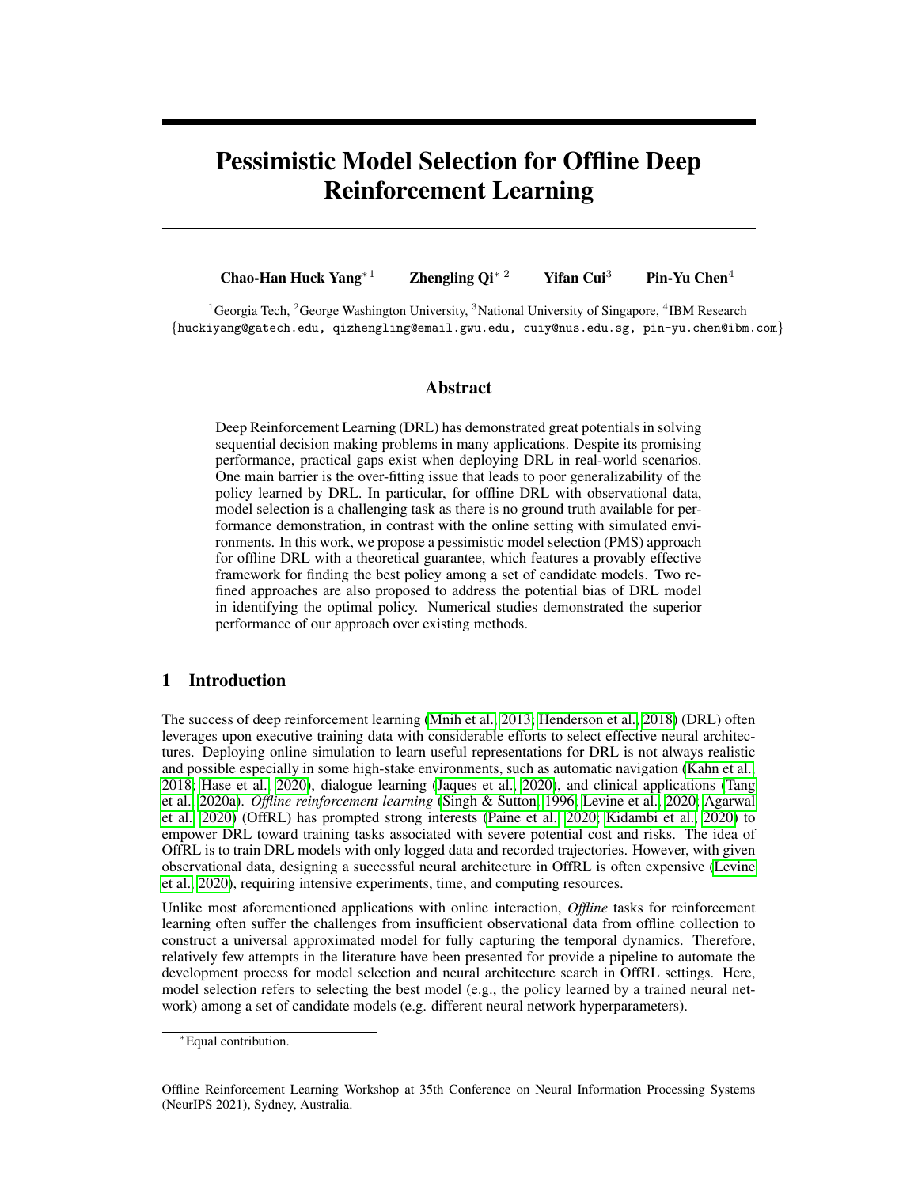# Pessimistic Model Selection for Offline Deep Reinforcement Learning

**Chao-Han Huck Yang**[*1] **Zhengling Qi**[*2] **Yifan Cui**[3] **Pin-Yu Chen**[4]

[1]Georgia Tech, [2]George Washington University, [3]National University of Singapore, [4]IBM Research
{huckiyang@gatech.edu, qizhengling@email.gwu.edu, cuiy@nus.edu.sg, pin-yu.chen@ibm.com}

## Abstract

Deep Reinforcement Learning (DRL) has demonstrated great potentials in solving sequential decision making problems in many applications. Despite its promising performance, practical gaps exist when deploying DRL in real-world scenarios. One main barrier is the over-fitting issue that leads to poor generalizability of the policy learned by DRL. In particular, for offline DRL with observational data, model selection is a challenging task as there is no ground truth available for performance demonstration, in contrast with the online setting with simulated environments. In this work, we propose a pessimistic model selection (PMS) approach for offline DRL with a theoretical guarantee, which features a provably effective framework for finding the best policy among a set of candidate models. Two refined approaches are also proposed to address the potential bias of DRL model in identifying the optimal policy. Numerical studies demonstrated the superior performance of our approach over existing methods.

## 1 Introduction

The success of deep reinforcement learning (Mnih et al., 2013; Henderson et al., 2018) (DRL) often leverages upon executive training data with considerable efforts to select effective neural architectures. Deploying online simulation to learn useful representations for DRL is not always realistic and possible especially in some high-stake environments, such as automatic navigation (Kahn et al., 2018; Hase et al., 2020), dialogue learning (Jaques et al., 2020), and clinical applications (Tang et al., 2020a). *Offline reinforcement learning* (Singh & Sutton, 1996; Levine et al., 2020; Agarwal et al., 2020) (OffRL) has prompted strong interests (Paine et al., 2020; Kidambi et al., 2020) to empower DRL toward training tasks associated with severe potential cost and risks. The idea of OffRL is to train DRL models with only logged data and recorded trajectories. However, with given observational data, designing a successful neural architecture in OffRL is often expensive (Levine et al., 2020), requiring intensive experiments, time, and computing resources.

Unlike most aforementioned applications with online interaction, *Offline* tasks for reinforcement learning often suffer the challenges from insufficient observational data from offline collection to construct a universal approximated model for fully capturing the temporal dynamics. Therefore, relatively few attempts in the literature have been presented for provide a pipeline to automate the development process for model selection and neural architecture search in OffRL settings. Here, model selection refers to selecting the best model (e.g., the policy learned by a trained neural network) among a set of candidate models (e.g. different neural network hyperparameters).

[*]Equal contribution.

Offline Reinforcement Learning Workshop at 35th Conference on Neural Information Processing Systems (NeurIPS 2021), Sydney, Australia.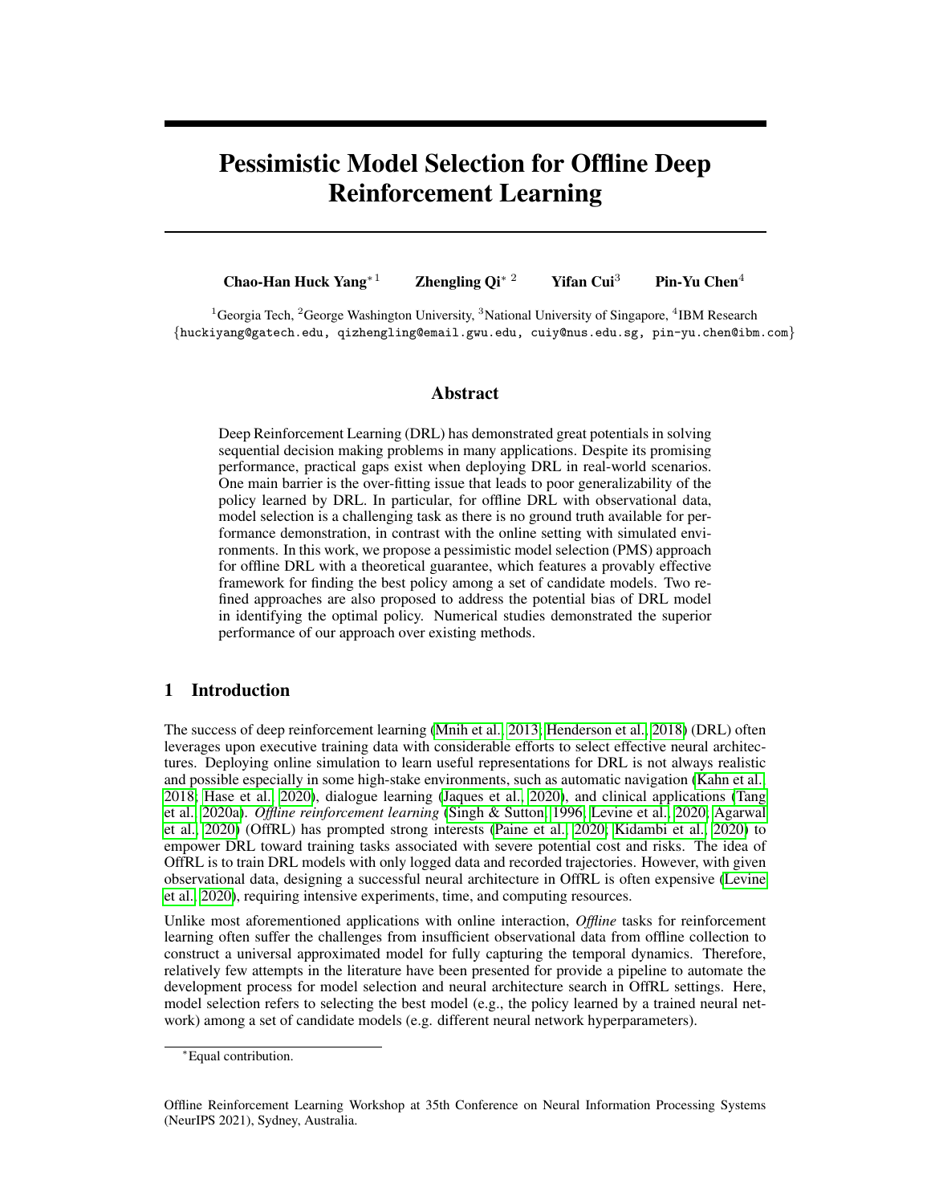# Pessimistic Model Selection for Offline Deep Reinforcement Learning

**Chao-Han Huck Yang**[*1] **Zhengling Qi**[*2] **Yifan Cui**[3] **Pin-Yu Chen**[4]

[1]Georgia Tech, [2]George Washington University, [3]National University of Singapore, [4]IBM Research
{huckiyang@gatech.edu, qizhengling@email.gwu.edu, cuiy@nus.edu.sg, pin-yu.chen@ibm.com}

## Abstract

Deep Reinforcement Learning (DRL) has demonstrated great potentials in solving sequential decision making problems in many applications. Despite its promising performance, practical gaps exist when deploying DRL in real-world scenarios. One main barrier is the over-fitting issue that leads to poor generalizability of the policy learned by DRL. In particular, for offline DRL with observational data, model selection is a challenging task as there is no ground truth available for performance demonstration, in contrast with the online setting with simulated environments. In this work, we propose a pessimistic model selection (PMS) approach for offline DRL with a theoretical guarantee, which features a provably effective framework for finding the best policy among a set of candidate models. Two refined approaches are also proposed to address the potential bias of DRL model in identifying the optimal policy. Numerical studies demonstrated the superior performance of our approach over existing methods.

## 1 Introduction

The success of deep reinforcement learning (Mnih et al., 2013; Henderson et al., 2018) (DRL) often leverages upon executive training data with considerable efforts to select effective neural architectures. Deploying online simulation to learn useful representations for DRL is not always realistic and possible especially in some high-stake environments, such as automatic navigation (Kahn et al., 2018; Hase et al., 2020), dialogue learning (Jaques et al., 2020), and clinical applications (Tang et al., 2020a). *Offline reinforcement learning* (Singh & Sutton, 1996; Levine et al., 2020; Agarwal et al., 2020) (OffRL) has prompted strong interests (Paine et al., 2020; Kidambi et al., 2020) to empower DRL toward training tasks associated with severe potential cost and risks. The idea of OffRL is to train DRL models with only logged data and recorded trajectories. However, with given observational data, designing a successful neural architecture in OffRL is often expensive (Levine et al., 2020), requiring intensive experiments, time, and computing resources.

Unlike most aforementioned applications with online interaction, *Offline* tasks for reinforcement learning often suffer the challenges from insufficient observational data from offline collection to construct a universal approximated model for fully capturing the temporal dynamics. Therefore, relatively few attempts in the literature have been presented for provide a pipeline to automate the development process for model selection and neural architecture search in OffRL settings. Here, model selection refers to selecting the best model (e.g., the policy learned by a trained neural network) among a set of candidate models (e.g. different neural network hyperparameters).

[*]Equal contribution.

Offline Reinforcement Learning Workshop at 35th Conference on Neural Information Processing Systems (NeurIPS 2021), Sydney, Australia.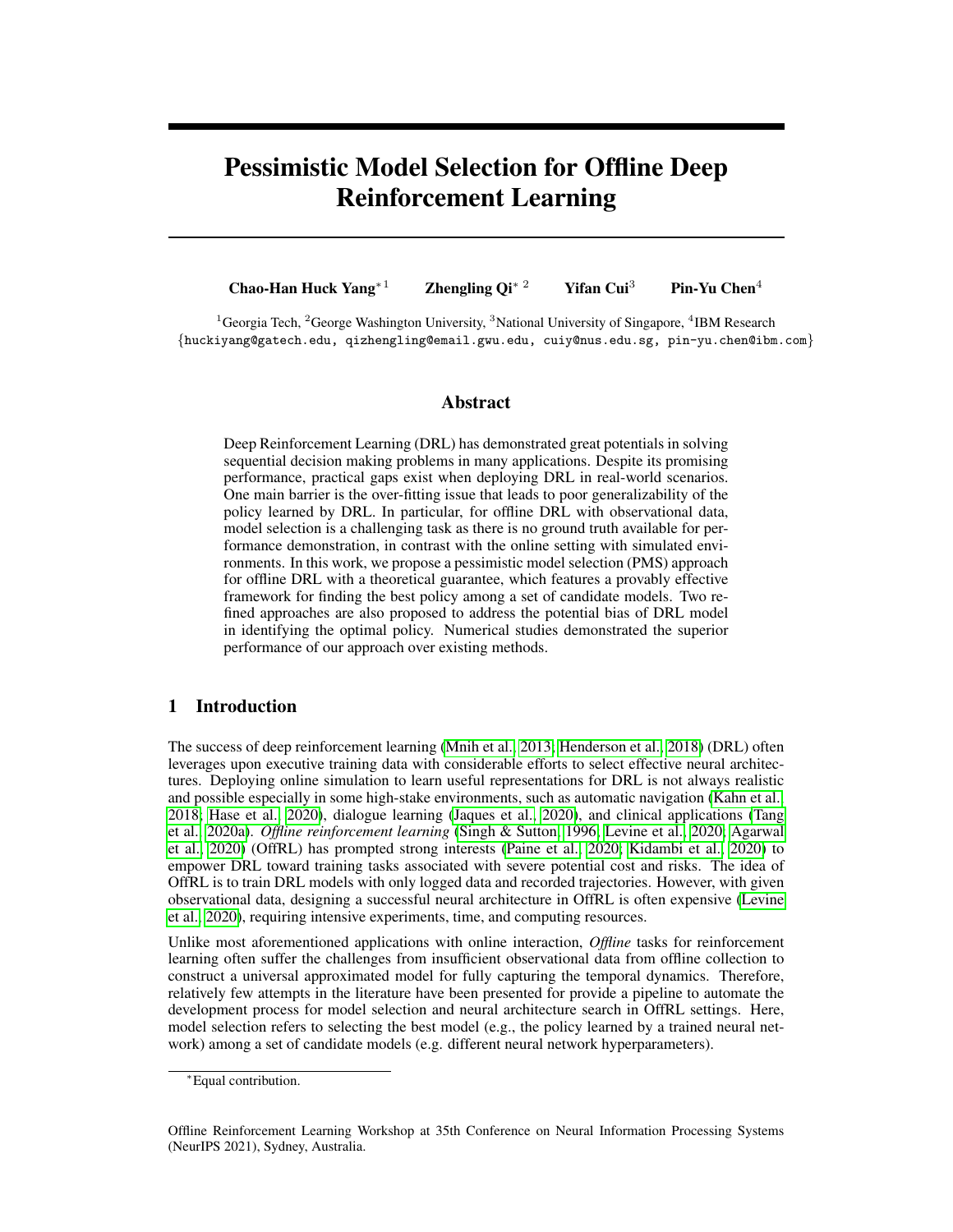# Pessimistic Model Selection for Offline Deep Reinforcement Learning

**Chao-Han Huck Yang**[*1] **Zhengling Qi**[*2] **Yifan Cui**[3] **Pin-Yu Chen**[4]

[1]Georgia Tech, [2]George Washington University, [3]National University of Singapore, [4]IBM Research
{huckiyang@gatech.edu, qizhengling@email.gwu.edu, cuiy@nus.edu.sg, pin-yu.chen@ibm.com}

## Abstract

Deep Reinforcement Learning (DRL) has demonstrated great potentials in solving sequential decision making problems in many applications. Despite its promising performance, practical gaps exist when deploying DRL in real-world scenarios. One main barrier is the over-fitting issue that leads to poor generalizability of the policy learned by DRL. In particular, for offline DRL with observational data, model selection is a challenging task as there is no ground truth available for performance demonstration, in contrast with the online setting with simulated environments. In this work, we propose a pessimistic model selection (PMS) approach for offline DRL with a theoretical guarantee, which features a provably effective framework for finding the best policy among a set of candidate models. Two refined approaches are also proposed to address the potential bias of DRL model in identifying the optimal policy. Numerical studies demonstrated the superior performance of our approach over existing methods.

## 1 Introduction

The success of deep reinforcement learning (Mnih et al., 2013; Henderson et al., 2018) (DRL) often leverages upon executive training data with considerable efforts to select effective neural architectures. Deploying online simulation to learn useful representations for DRL is not always realistic and possible especially in some high-stake environments, such as automatic navigation (Kahn et al., 2018; Hase et al., 2020), dialogue learning (Jaques et al., 2020), and clinical applications (Tang et al., 2020a). *Offline reinforcement learning* (Singh & Sutton, 1996; Levine et al., 2020; Agarwal et al., 2020) (OffRL) has prompted strong interests (Paine et al., 2020; Kidambi et al., 2020) to empower DRL toward training tasks associated with severe potential cost and risks. The idea of OffRL is to train DRL models with only logged data and recorded trajectories. However, with given observational data, designing a successful neural architecture in OffRL is often expensive (Levine et al., 2020), requiring intensive experiments, time, and computing resources.

Unlike most aforementioned applications with online interaction, *Offline* tasks for reinforcement learning often suffer the challenges from insufficient observational data from offline collection to construct a universal approximated model for fully capturing the temporal dynamics. Therefore, relatively few attempts in the literature have been presented for provide a pipeline to automate the development process for model selection and neural architecture search in OffRL settings. Here, model selection refers to selecting the best model (e.g., the policy learned by a trained neural network) among a set of candidate models (e.g. different neural network hyperparameters).

[*]Equal contribution.

Offline Reinforcement Learning Workshop at 35th Conference on Neural Information Processing Systems (NeurIPS 2021), Sydney, Australia.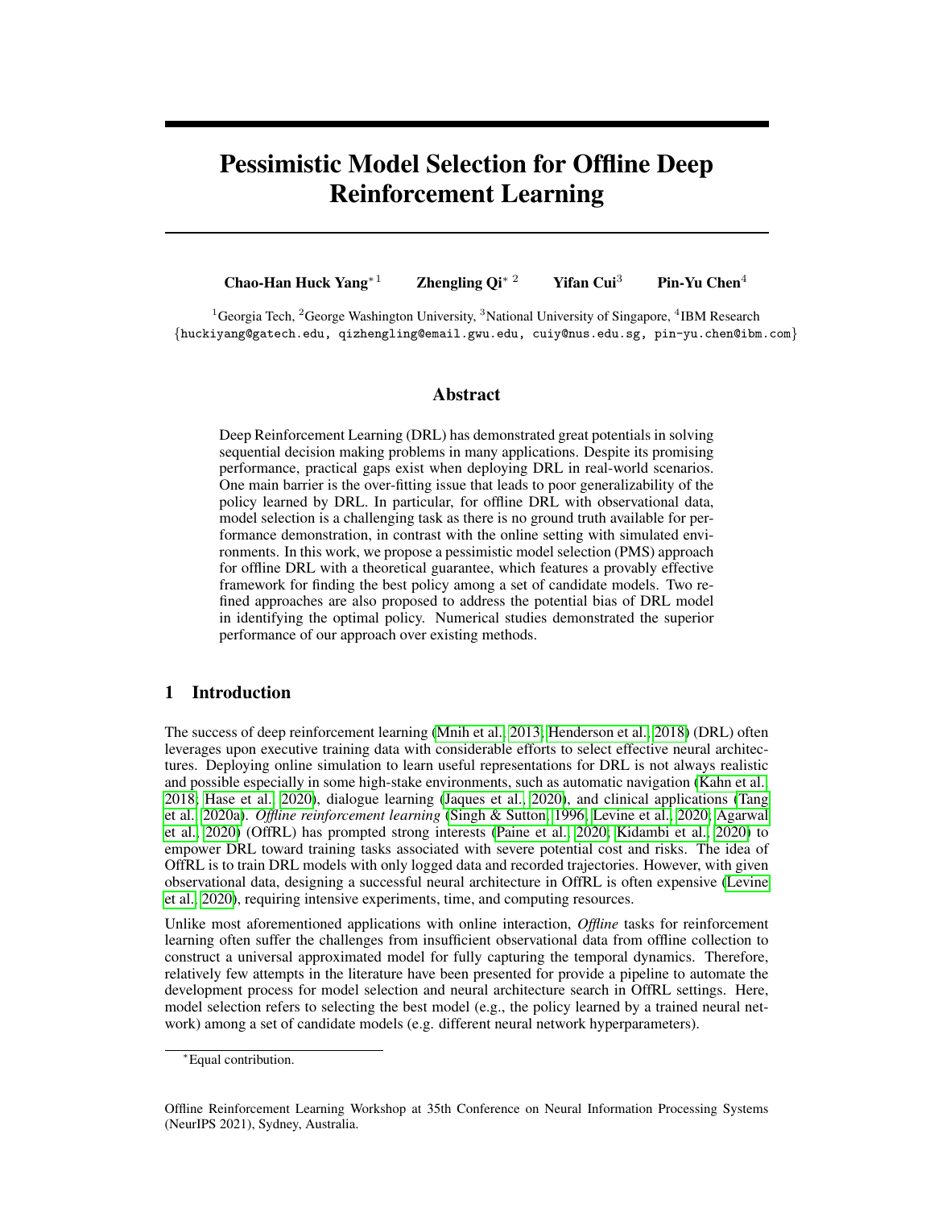# Pessimistic Model Selection for Offline Deep Reinforcement Learning

**Chao-Han Huck Yang**[*1] **Zhengling Qi**[*2] **Yifan Cui**[3] **Pin-Yu Chen**[4]

[1]Georgia Tech, [2]George Washington University, [3]National University of Singapore, [4]IBM Research
{huckiyang@gatech.edu, qizhengling@email.gwu.edu, cuiy@nus.edu.sg, pin-yu.chen@ibm.com}

## Abstract

Deep Reinforcement Learning (DRL) has demonstrated great potentials in solving sequential decision making problems in many applications. Despite its promising performance, practical gaps exist when deploying DRL in real-world scenarios. One main barrier is the over-fitting issue that leads to poor generalizability of the policy learned by DRL. In particular, for offline DRL with observational data, model selection is a challenging task as there is no ground truth available for performance demonstration, in contrast with the online setting with simulated environments. In this work, we propose a pessimistic model selection (PMS) approach for offline DRL with a theoretical guarantee, which features a provably effective framework for finding the best policy among a set of candidate models. Two refined approaches are also proposed to address the potential bias of DRL model in identifying the optimal policy. Numerical studies demonstrated the superior performance of our approach over existing methods.

## 1 Introduction

The success of deep reinforcement learning (Mnih et al., 2013; Henderson et al., 2018) (DRL) often leverages upon executive training data with considerable efforts to select effective neural architectures. Deploying online simulation to learn useful representations for DRL is not always realistic and possible especially in some high-stake environments, such as automatic navigation (Kahn et al., 2018; Hase et al., 2020), dialogue learning (Jaques et al., 2020), and clinical applications (Tang et al., 2020a). *Offline reinforcement learning* (Singh & Sutton, 1996; Levine et al., 2020; Agarwal et al., 2020) (OffRL) has prompted strong interests (Paine et al., 2020; Kidambi et al., 2020) to empower DRL toward training tasks associated with severe potential cost and risks. The idea of OffRL is to train DRL models with only logged data and recorded trajectories. However, with given observational data, designing a successful neural architecture in OffRL is often expensive (Levine et al., 2020), requiring intensive experiments, time, and computing resources.

Unlike most aforementioned applications with online interaction, *Offline* tasks for reinforcement learning often suffer the challenges from insufficient observational data from offline collection to construct a universal approximated model for fully capturing the temporal dynamics. Therefore, relatively few attempts in the literature have been presented for provide a pipeline to automate the development process for model selection and neural architecture search in OffRL settings. Here, model selection refers to selecting the best model (e.g., the policy learned by a trained neural network) among a set of candidate models (e.g. different neural network hyperparameters).

[*]Equal contribution.

Offline Reinforcement Learning Workshop at 35th Conference on Neural Information Processing Systems (NeurIPS 2021), Sydney, Australia.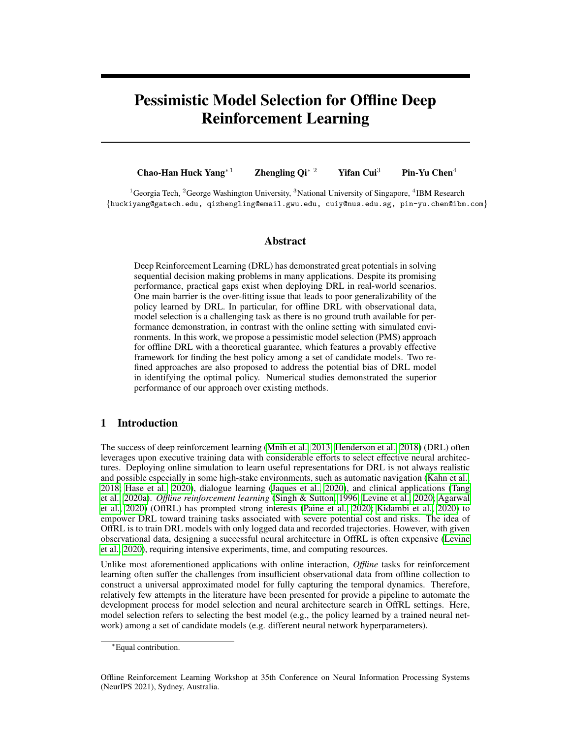# Pessimistic Model Selection for Offline Deep Reinforcement Learning

**Chao-Han Huck Yang**[*1] **Zhengling Qi**[*2] **Yifan Cui**[3] **Pin-Yu Chen**[4]

[1]Georgia Tech, [2]George Washington University, [3]National University of Singapore, [4]IBM Research
{huckiyang@gatech.edu, qizhengling@email.gwu.edu, cuiy@nus.edu.sg, pin-yu.chen@ibm.com}

## Abstract

Deep Reinforcement Learning (DRL) has demonstrated great potentials in solving sequential decision making problems in many applications. Despite its promising performance, practical gaps exist when deploying DRL in real-world scenarios. One main barrier is the over-fitting issue that leads to poor generalizability of the policy learned by DRL. In particular, for offline DRL with observational data, model selection is a challenging task as there is no ground truth available for performance demonstration, in contrast with the online setting with simulated environments. In this work, we propose a pessimistic model selection (PMS) approach for offline DRL with a theoretical guarantee, which features a provably effective framework for finding the best policy among a set of candidate models. Two refined approaches are also proposed to address the potential bias of DRL model in identifying the optimal policy. Numerical studies demonstrated the superior performance of our approach over existing methods.

## 1 Introduction

The success of deep reinforcement learning (Mnih et al., 2013; Henderson et al., 2018) (DRL) often leverages upon executive training data with considerable efforts to select effective neural architectures. Deploying online simulation to learn useful representations for DRL is not always realistic and possible especially in some high-stake environments, such as automatic navigation (Kahn et al., 2018; Hase et al., 2020), dialogue learning (Jaques et al., 2020), and clinical applications (Tang et al., 2020a). *Offline reinforcement learning* (Singh & Sutton, 1996; Levine et al., 2020; Agarwal et al., 2020) (OffRL) has prompted strong interests (Paine et al., 2020; Kidambi et al., 2020) to empower DRL toward training tasks associated with severe potential cost and risks. The idea of OffRL is to train DRL models with only logged data and recorded trajectories. However, with given observational data, designing a successful neural architecture in OffRL is often expensive (Levine et al., 2020), requiring intensive experiments, time, and computing resources.

Unlike most aforementioned applications with online interaction, *Offline* tasks for reinforcement learning often suffer the challenges from insufficient observational data from offline collection to construct a universal approximated model for fully capturing the temporal dynamics. Therefore, relatively few attempts in the literature have been presented for provide a pipeline to automate the development process for model selection and neural architecture search in OffRL settings. Here, model selection refers to selecting the best model (e.g., the policy learned by a trained neural network) among a set of candidate models (e.g. different neural network hyperparameters).

*Equal contribution.

Offline Reinforcement Learning Workshop at 35th Conference on Neural Information Processing Systems (NeurIPS 2021), Sydney, Australia.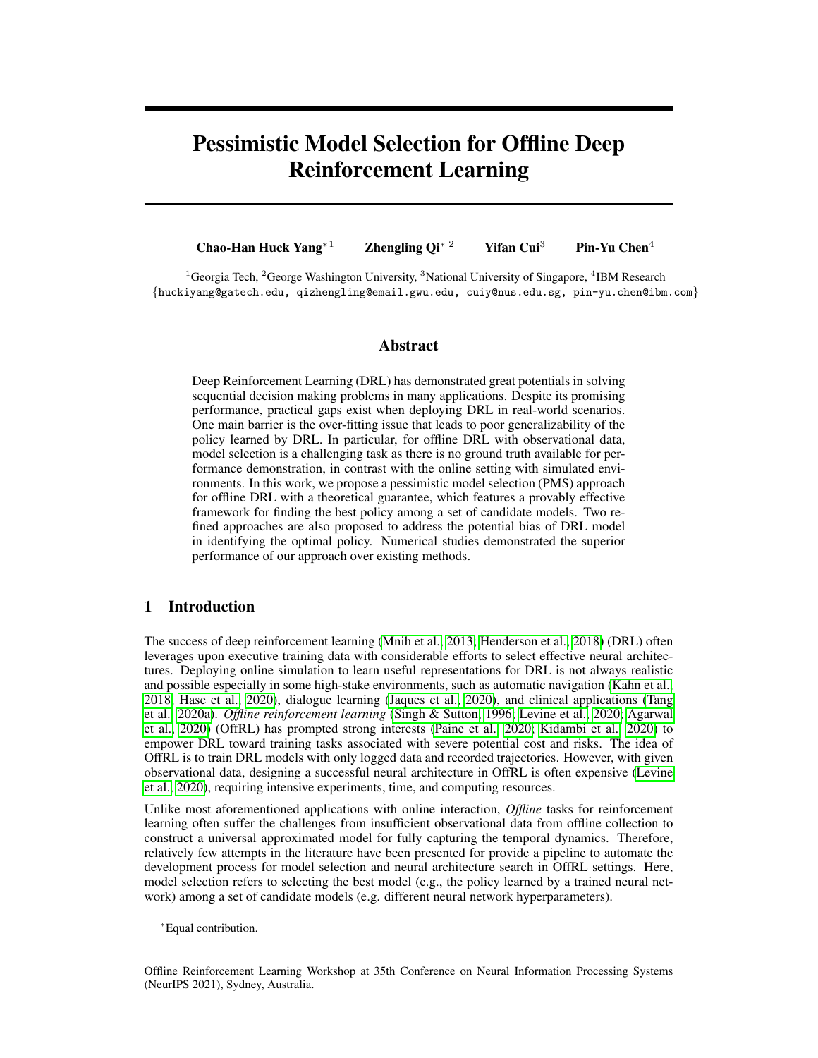# Pessimistic Model Selection for Offline Deep Reinforcement Learning

**Chao-Han Huck Yang**[*1] **Zhengling Qi**[* 2] **Yifan Cui**[3] **Pin-Yu Chen**[4]

[1]Georgia Tech, [2]George Washington University, [3]National University of Singapore, [4]IBM Research
{huckiyang@gatech.edu, qizhengling@email.gwu.edu, cuiy@nus.edu.sg, pin-yu.chen@ibm.com}

## Abstract

Deep Reinforcement Learning (DRL) has demonstrated great potentials in solving sequential decision making problems in many applications. Despite its promising performance, practical gaps exist when deploying DRL in real-world scenarios. One main barrier is the over-fitting issue that leads to poor generalizability of the policy learned by DRL. In particular, for offline DRL with observational data, model selection is a challenging task as there is no ground truth available for performance demonstration, in contrast with the online setting with simulated environments. In this work, we propose a pessimistic model selection (PMS) approach for offline DRL with a theoretical guarantee, which features a provably effective framework for finding the best policy among a set of candidate models. Two refined approaches are also proposed to address the potential bias of DRL model in identifying the optimal policy. Numerical studies demonstrated the superior performance of our approach over existing methods.

## 1 Introduction

The success of deep reinforcement learning (Mnih et al., 2013; Henderson et al., 2018) (DRL) often leverages upon executive training data with considerable efforts to select effective neural architectures. Deploying online simulation to learn useful representations for DRL is not always realistic and possible especially in some high-stake environments, such as automatic navigation (Kahn et al., 2018; Hase et al., 2020), dialogue learning (Jaques et al., 2020), and clinical applications (Tang et al., 2020a). *Offline reinforcement learning* (Singh & Sutton, 1996; Levine et al., 2020; Agarwal et al., 2020) (OffRL) has prompted strong interests (Paine et al., 2020; Kidambi et al., 2020) to empower DRL toward training tasks associated with severe potential cost and risks. The idea of OffRL is to train DRL models with only logged data and recorded trajectories. However, with given observational data, designing a successful neural architecture in OffRL is often expensive (Levine et al., 2020), requiring intensive experiments, time, and computing resources.

Unlike most aforementioned applications with online interaction, *Offline* tasks for reinforcement learning often suffer the challenges from insufficient observational data from offline collection to construct a universal approximated model for fully capturing the temporal dynamics. Therefore, relatively few attempts in the literature have been presented for provide a pipeline to automate the development process for model selection and neural architecture search in OffRL settings. Here, model selection refers to selecting the best model (e.g., the policy learned by a trained neural network) among a set of candidate models (e.g. different neural network hyperparameters).

[*]Equal contribution.

Offline Reinforcement Learning Workshop at 35th Conference on Neural Information Processing Systems (NeurIPS 2021), Sydney, Australia.